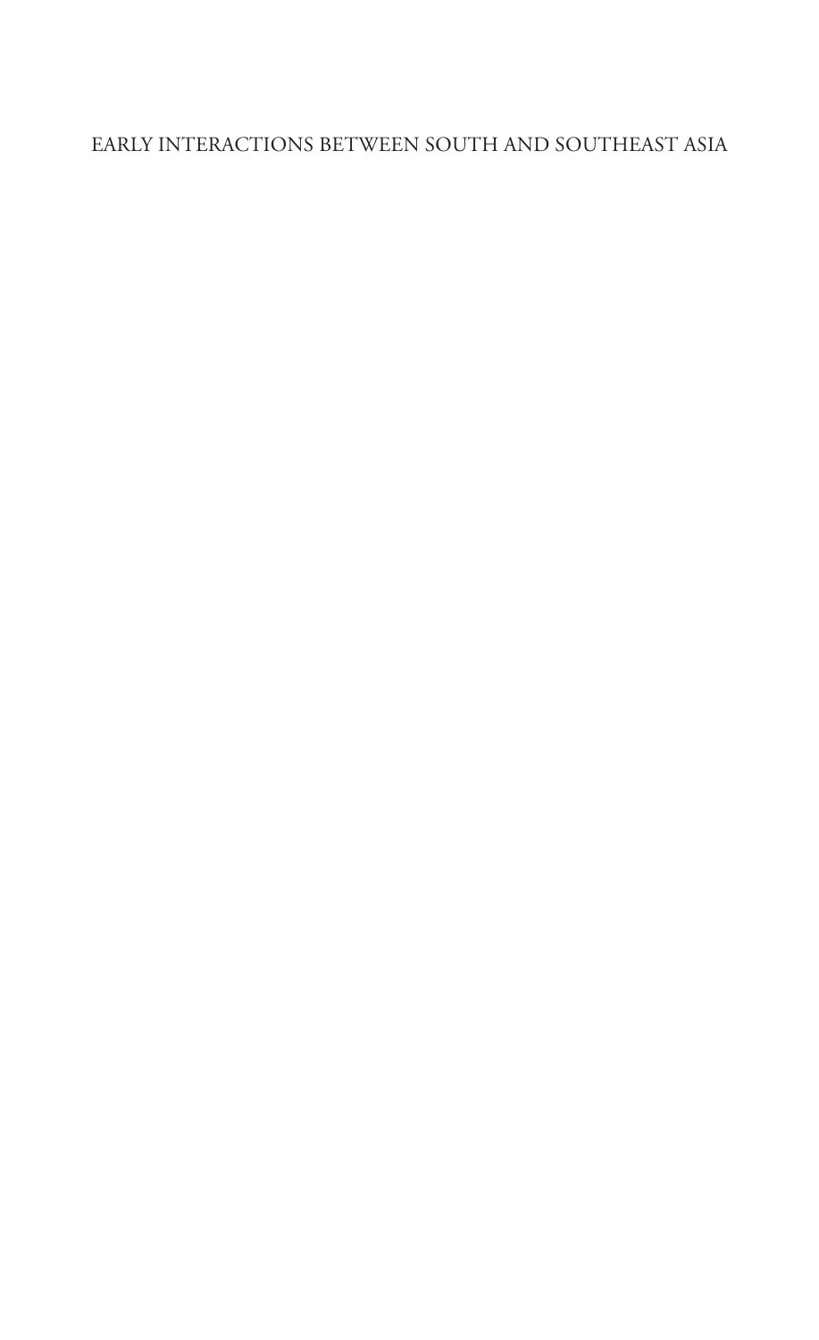EARLY INTERACTIONS BETWEEN SOUTH AND SOUTHEAST ASIA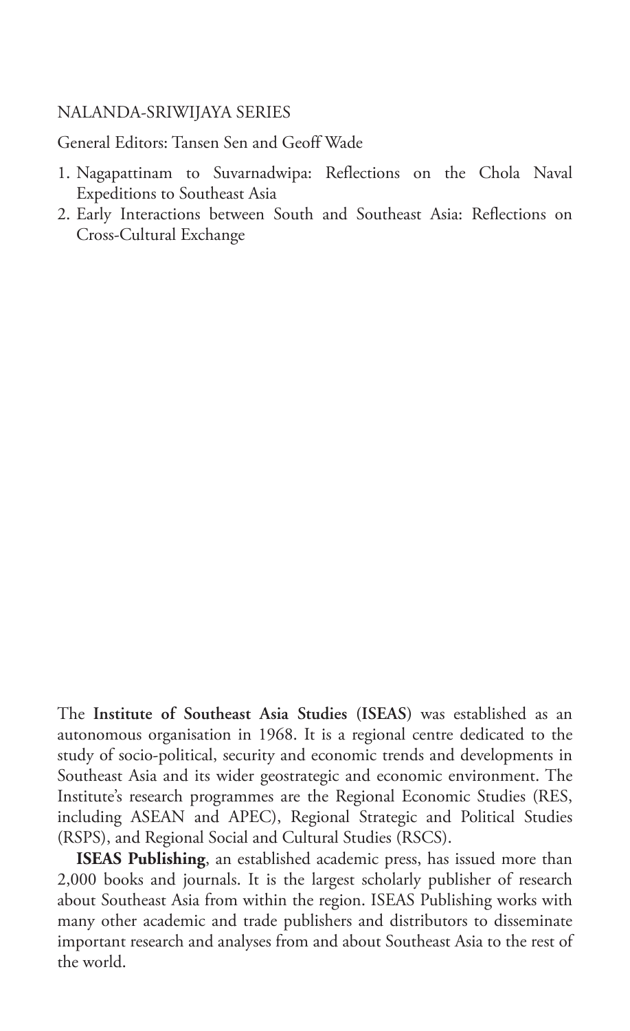NALANDA-SRIWIJAYA SERIES

General Editors: Tansen Sen and Geoff Wade

1. Nagapattinam to Suvarnadwipa: Reflections on the Chola Naval Expeditions to Southeast Asia
2. Early Interactions between South and Southeast Asia: Reflections on Cross-Cultural Exchange

The **Institute of Southeast Asia Studies (ISEAS)** was established as an autonomous organisation in 1968. It is a regional centre dedicated to the study of socio-political, security and economic trends and developments in Southeast Asia and its wider geostrategic and economic environment. The Institute's research programmes are the Regional Economic Studies (RES, including ASEAN and APEC), Regional Strategic and Political Studies (RSPS), and Regional Social and Cultural Studies (RSCS).

**ISEAS Publishing**, an established academic press, has issued more than 2,000 books and journals. It is the largest scholarly publisher of research about Southeast Asia from within the region. ISEAS Publishing works with many other academic and trade publishers and distributors to disseminate important research and analyses from and about Southeast Asia to the rest of the world.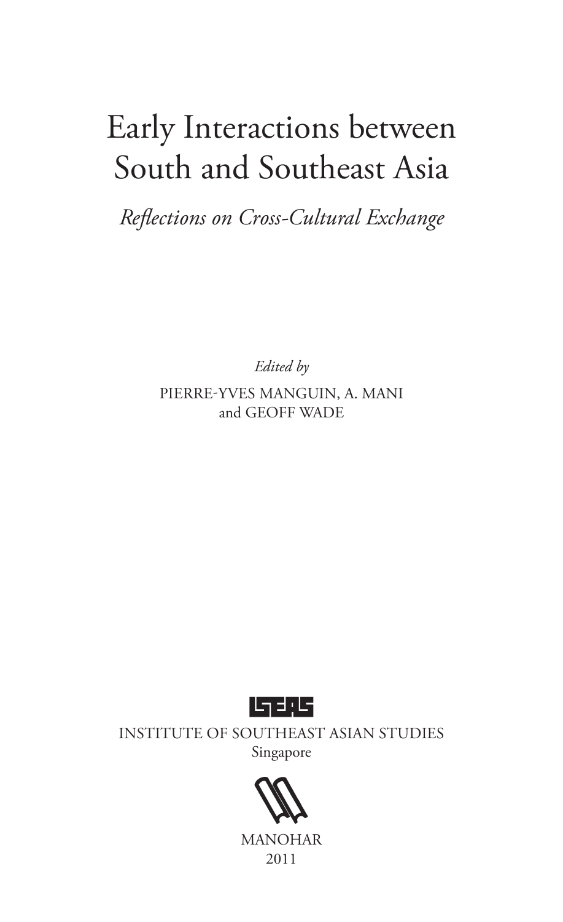# Early Interactions between South and Southeast Asia

*Reflections on Cross-Cultural Exchange*

*Edited by*

PIERRE-YVES MANGUIN, A. MANI and GEOFF WADE

INSTITUTE OF SOUTHEAST ASIAN STUDIES
Singapore

MANOHAR
2011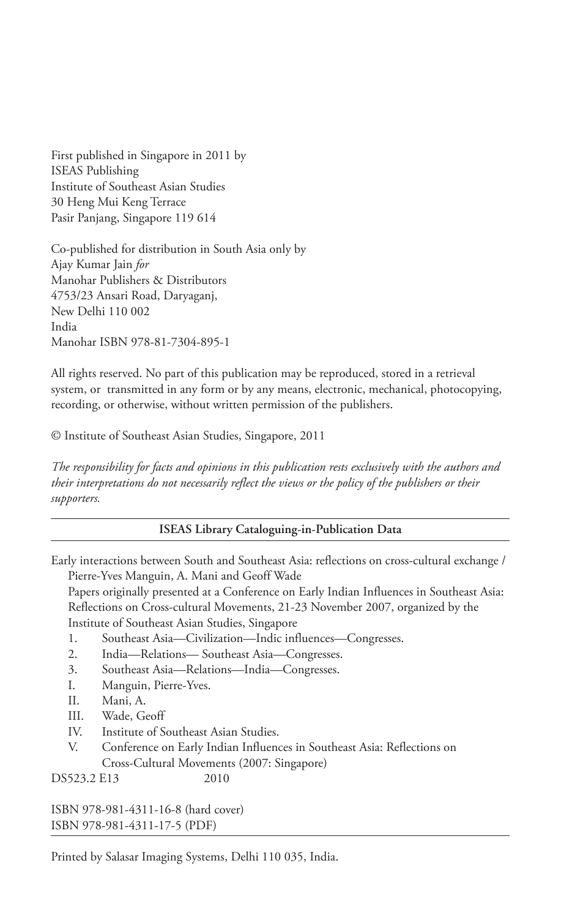First published in Singapore in 2011 by
ISEAS Publishing
Institute of Southeast Asian Studies
30 Heng Mui Keng Terrace
Pasir Panjang, Singapore 119 614

Co-published for distribution in South Asia only by
Ajay Kumar Jain *for*
Manohar Publishers & Distributors
4753/23 Ansari Road, Daryaganj,
New Delhi 110 002
India
Manohar ISBN 978-81-7304-895-1

All rights reserved. No part of this publication may be reproduced, stored in a retrieval system, or transmitted in any form or by any means, electronic, mechanical, photocopying, recording, or otherwise, without written permission of the publishers.

© Institute of Southeast Asian Studies, Singapore, 2011

*The responsibility for facts and opinions in this publication rests exclusively with the authors and their interpretations do not necessarily reflect the views or the policy of the publishers or their supporters.*

---

**ISEAS Library Cataloguing-in-Publication Data**

---

Early interactions between South and Southeast Asia: reflections on cross-cultural exchange / Pierre-Yves Manguin, A. Mani and Geoff Wade

Papers originally presented at a Conference on Early Indian Influences in Southeast Asia: Reflections on Cross-cultural Movements, 21-23 November 2007, organized by the Institute of Southeast Asian Studies, Singapore

1. Southeast Asia—Civilization—Indic influences—Congresses.
2. India—Relations— Southeast Asia—Congresses.
3. Southeast Asia—Relations—India—Congresses.

I. Manguin, Pierre-Yves.
II. Mani, A.
III. Wade, Geoff
IV. Institute of Southeast Asian Studies.
V. Conference on Early Indian Influences in Southeast Asia: Reflections on Cross-Cultural Movements (2007: Singapore)

DS523.2 E13 2010

ISBN 978-981-4311-16-8 (hard cover)
ISBN 978-981-4311-17-5 (PDF)

---

Printed by Salasar Imaging Systems, Delhi 110 035, India.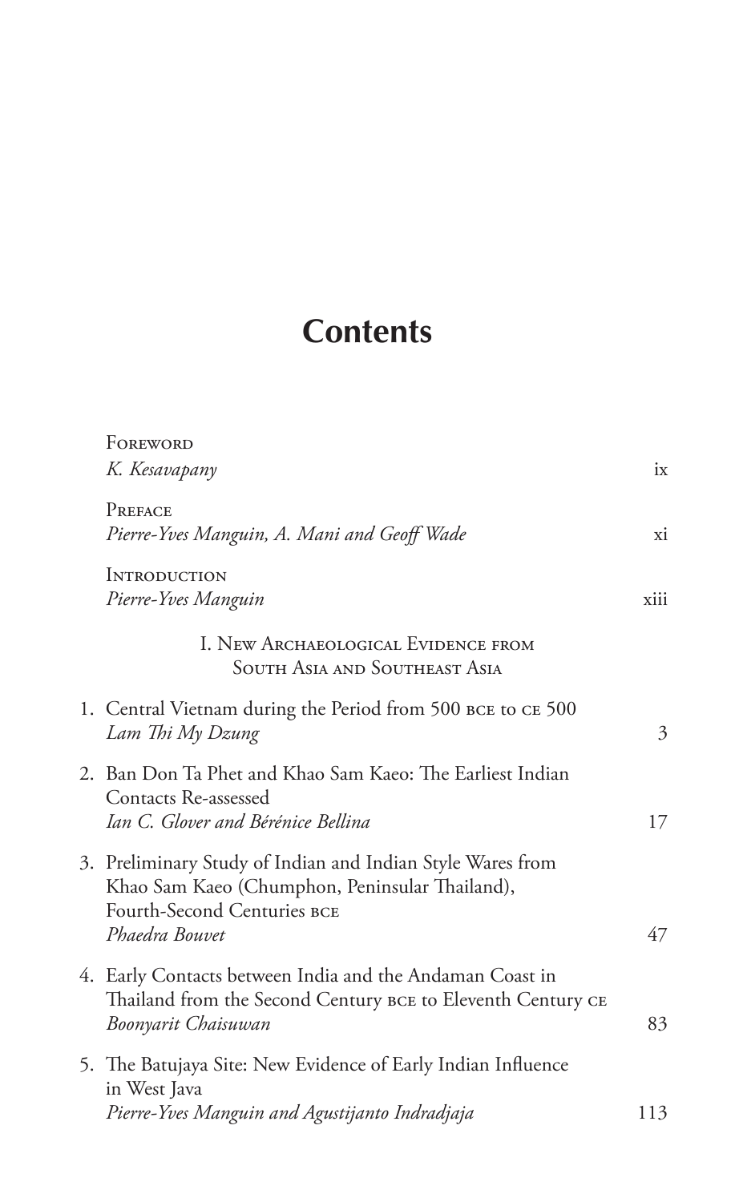# Contents

FOREWORD
*K. Kesavapany* ix

PREFACE
*Pierre-Yves Manguin, A. Mani and Geoff Wade* xi

INTRODUCTION
*Pierre-Yves Manguin* xiii

## I. New Archaeological Evidence from South Asia and Southeast Asia

1. Central Vietnam during the Period from 500 BCE to CE 500
   *Lam Thi My Dzung* 3

2. Ban Don Ta Phet and Khao Sam Kaeo: The Earliest Indian Contacts Re-assessed
   *Ian C. Glover and Bérénice Bellina* 17

3. Preliminary Study of Indian and Indian Style Wares from Khao Sam Kaeo (Chumphon, Peninsular Thailand), Fourth-Second Centuries BCE
   *Phaedra Bouvet* 47

4. Early Contacts between India and the Andaman Coast in Thailand from the Second Century BCE to Eleventh Century CE
   *Boonyarit Chaisuwan* 83

5. The Batujaya Site: New Evidence of Early Indian Influence in West Java
   *Pierre-Yves Manguin and Agustijanto Indradjaja* 113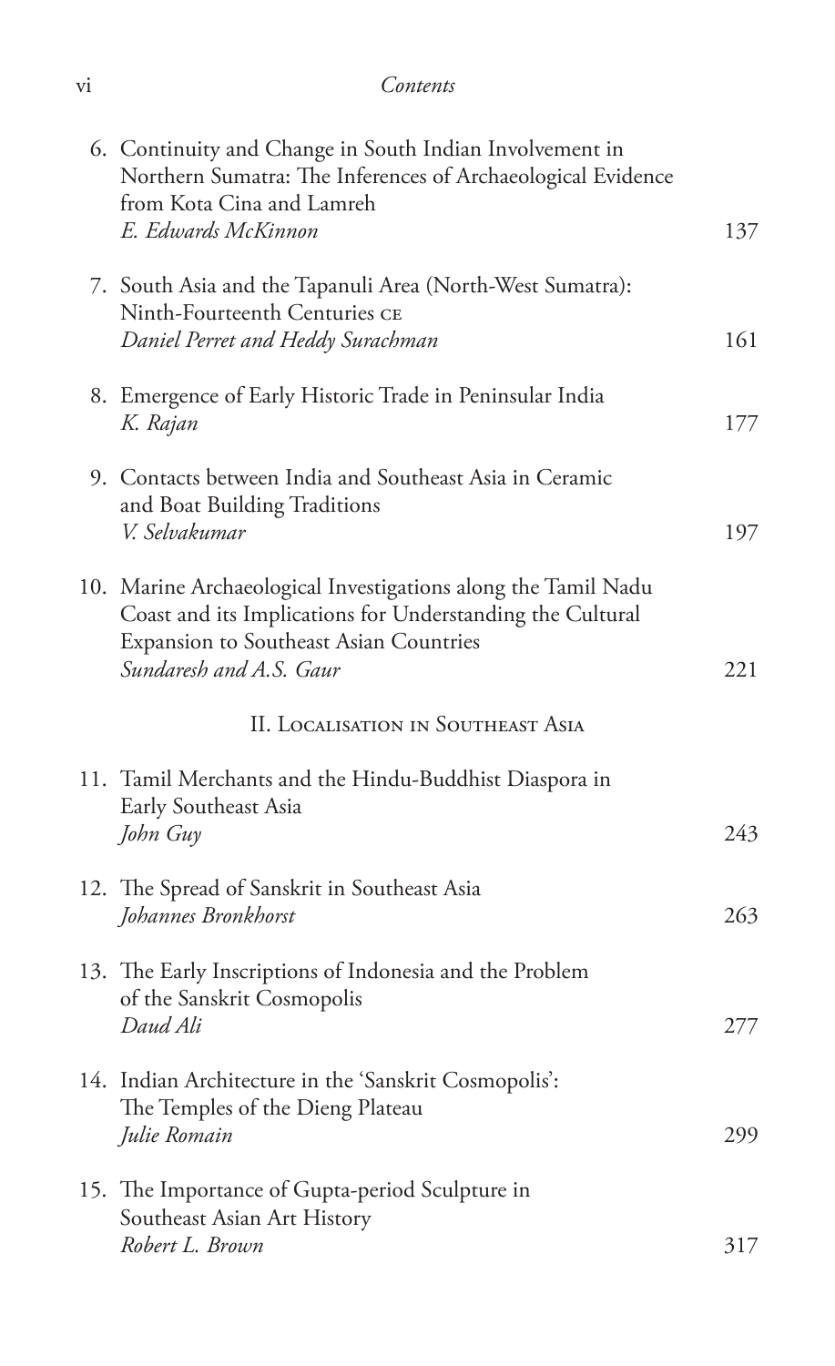6. Continuity and Change in South Indian Involvement in Northern Sumatra: The Inferences of Archaeological Evidence from Kota Cina and Lamreh
   *E. Edwards McKinnon* 137

7. South Asia and the Tapanuli Area (North-West Sumatra): Ninth-Fourteenth Centuries CE
   *Daniel Perret and Heddy Surachman* 161

8. Emergence of Early Historic Trade in Peninsular India
   *K. Rajan* 177

9. Contacts between India and Southeast Asia in Ceramic and Boat Building Traditions
   *V. Selvakumar* 197

10. Marine Archaeological Investigations along the Tamil Nadu Coast and its Implications for Understanding the Cultural Expansion to Southeast Asian Countries
    *Sundaresh and A.S. Gaur* 221

## II. Localisation in Southeast Asia

11. Tamil Merchants and the Hindu-Buddhist Diaspora in Early Southeast Asia
    *John Guy* 243

12. The Spread of Sanskrit in Southeast Asia
    *Johannes Bronkhorst* 263

13. The Early Inscriptions of Indonesia and the Problem of the Sanskrit Cosmopolis
    *Daud Ali* 277

14. Indian Architecture in the 'Sanskrit Cosmopolis': The Temples of the Dieng Plateau
    *Julie Romain* 299

15. The Importance of Gupta-period Sculpture in Southeast Asian Art History
    *Robert L. Brown* 317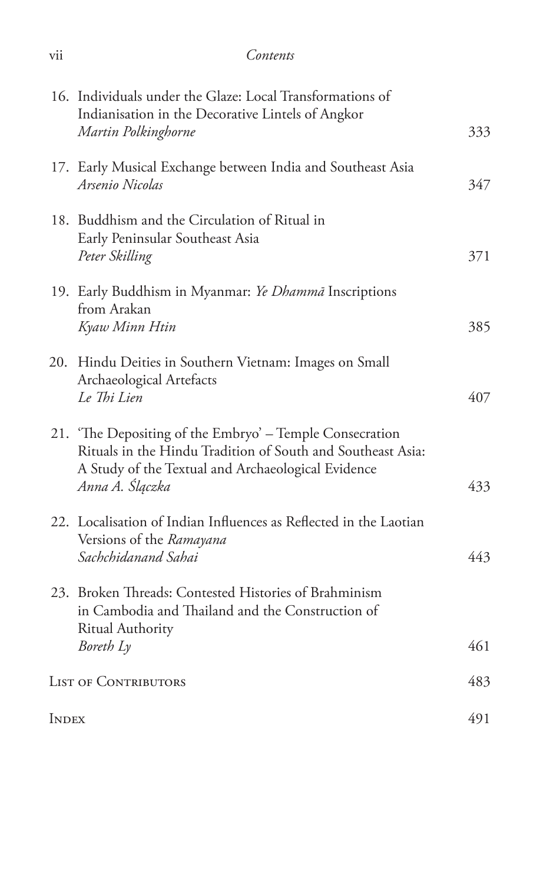16. Individuals under the Glaze: Local Transformations of Indianisation in the Decorative Lintels of Angkor
    *Martin Polkinghorne* — 333

17. Early Musical Exchange between India and Southeast Asia
    *Arsenio Nicolas* — 347

18. Buddhism and the Circulation of Ritual in Early Peninsular Southeast Asia
    *Peter Skilling* — 371

19. Early Buddhism in Myanmar: *Ye Dhammā* Inscriptions from Arakan
    *Kyaw Minn Htin* — 385

20. Hindu Deities in Southern Vietnam: Images on Small Archaeological Artefacts
    *Le Thi Lien* — 407

21. 'The Depositing of the Embryo' – Temple Consecration Rituals in the Hindu Tradition of South and Southeast Asia: A Study of the Textual and Archaeological Evidence
    *Anna A. Ślączka* — 433

22. Localisation of Indian Influences as Reflected in the Laotian Versions of the *Ramayana*
    *Sachchidanand Sahai* — 443

23. Broken Threads: Contested Histories of Brahminism in Cambodia and Thailand and the Construction of Ritual Authority
    *Boreth Ly* — 461

List of Contributors — 483

Index — 491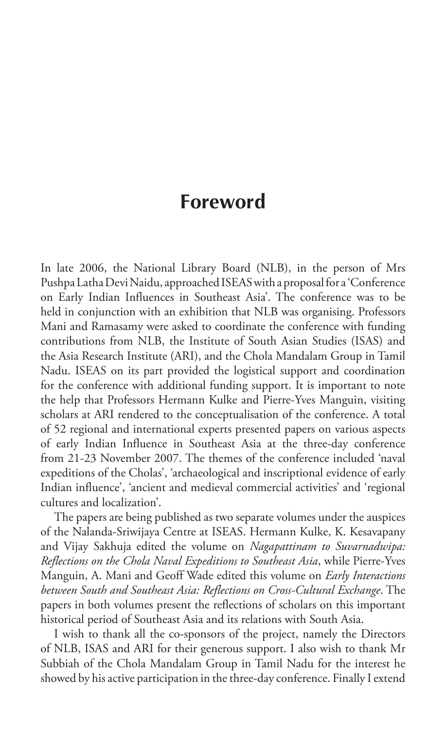# Foreword

In late 2006, the National Library Board (NLB), in the person of Mrs Pushpa Latha Devi Naidu, approached ISEAS with a proposal for a 'Conference on Early Indian Influences in Southeast Asia'. The conference was to be held in conjunction with an exhibition that NLB was organising. Professors Mani and Ramasamy were asked to coordinate the conference with funding contributions from NLB, the Institute of South Asian Studies (ISAS) and the Asia Research Institute (ARI), and the Chola Mandalam Group in Tamil Nadu. ISEAS on its part provided the logistical support and coordination for the conference with additional funding support. It is important to note the help that Professors Hermann Kulke and Pierre-Yves Manguin, visiting scholars at ARI rendered to the conceptualisation of the conference. A total of 52 regional and international experts presented papers on various aspects of early Indian Influence in Southeast Asia at the three-day conference from 21-23 November 2007. The themes of the conference included 'naval expeditions of the Cholas', 'archaeological and inscriptional evidence of early Indian influence', 'ancient and medieval commercial activities' and 'regional cultures and localization'.

The papers are being published as two separate volumes under the auspices of the Nalanda-Sriwijaya Centre at ISEAS. Hermann Kulke, K. Kesavapany and Vijay Sakhuja edited the volume on *Nagapattinam to Suvarnadwipa: Reflections on the Chola Naval Expeditions to Southeast Asia*, while Pierre-Yves Manguin, A. Mani and Geoff Wade edited this volume on *Early Interactions between South and Southeast Asia: Reflections on Cross-Cultural Exchange*. The papers in both volumes present the reflections of scholars on this important historical period of Southeast Asia and its relations with South Asia.

I wish to thank all the co-sponsors of the project, namely the Directors of NLB, ISAS and ARI for their generous support. I also wish to thank Mr Subbiah of the Chola Mandalam Group in Tamil Nadu for the interest he showed by his active participation in the three-day conference. Finally I extend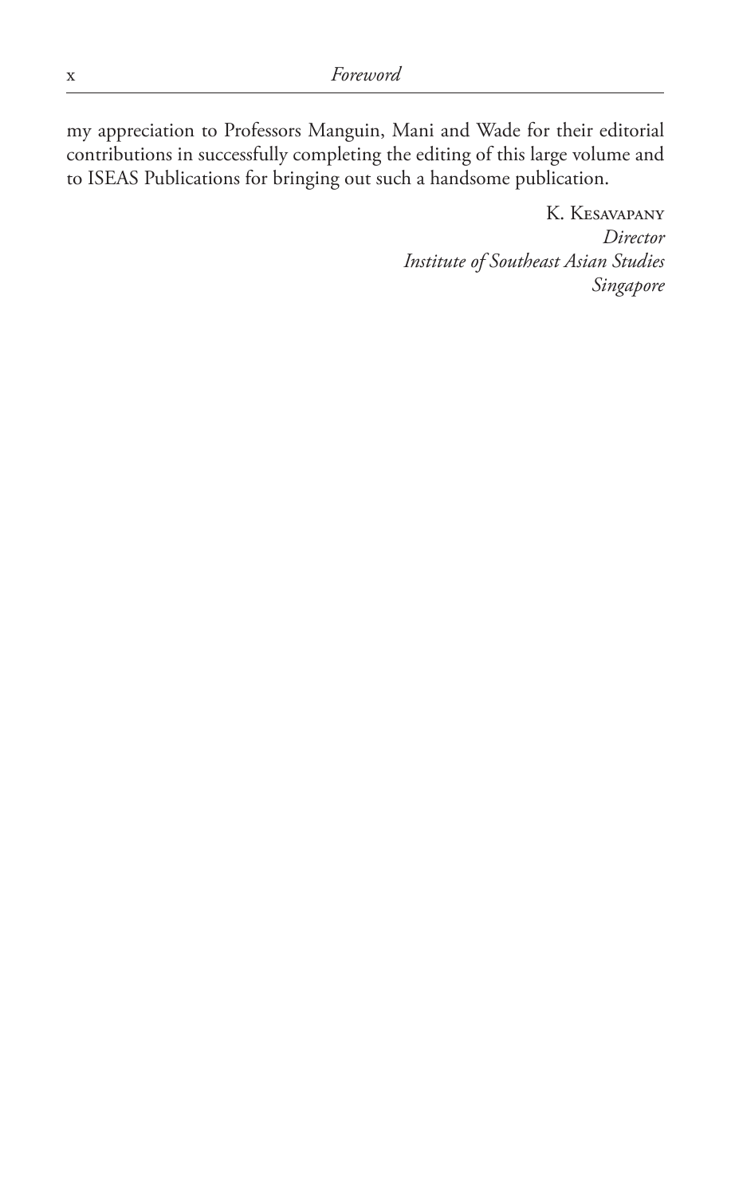my appreciation to Professors Manguin, Mani and Wade for their editorial contributions in successfully completing the editing of this large volume and to ISEAS Publications for bringing out such a handsome publication.

K. Kesavapany
*Director*
*Institute of Southeast Asian Studies*
*Singapore*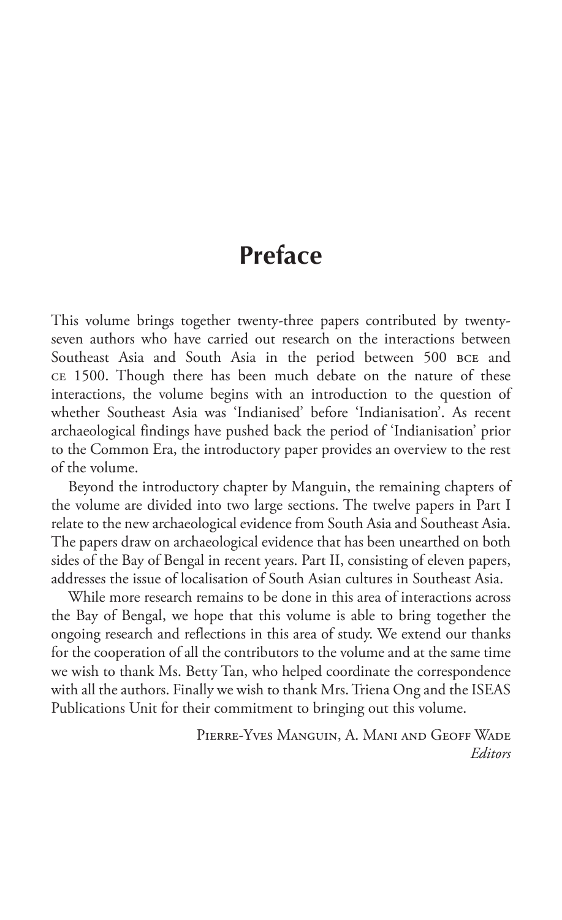# Preface

This volume brings together twenty-three papers contributed by twenty-seven authors who have carried out research on the interactions between Southeast Asia and South Asia in the period between 500 BCE and CE 1500. Though there has been much debate on the nature of these interactions, the volume begins with an introduction to the question of whether Southeast Asia was 'Indianised' before 'Indianisation'. As recent archaeological findings have pushed back the period of 'Indianisation' prior to the Common Era, the introductory paper provides an overview to the rest of the volume.

Beyond the introductory chapter by Manguin, the remaining chapters of the volume are divided into two large sections. The twelve papers in Part I relate to the new archaeological evidence from South Asia and Southeast Asia. The papers draw on archaeological evidence that has been unearthed on both sides of the Bay of Bengal in recent years. Part II, consisting of eleven papers, addresses the issue of localisation of South Asian cultures in Southeast Asia.

While more research remains to be done in this area of interactions across the Bay of Bengal, we hope that this volume is able to bring together the ongoing research and reflections in this area of study. We extend our thanks for the cooperation of all the contributors to the volume and at the same time we wish to thank Ms. Betty Tan, who helped coordinate the correspondence with all the authors. Finally we wish to thank Mrs. Triena Ong and the ISEAS Publications Unit for their commitment to bringing out this volume.

Pierre-Yves Manguin, A. Mani and Geoff Wade
*Editors*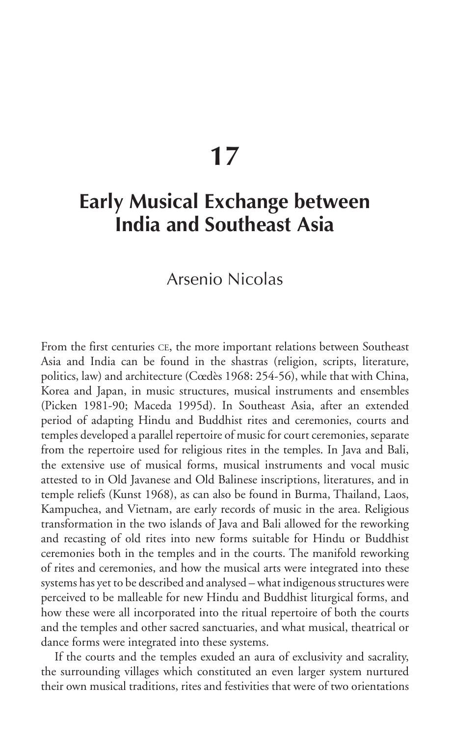# 17

## Early Musical Exchange between India and Southeast Asia

### Arsenio Nicolas

From the first centuries CE, the more important relations between Southeast Asia and India can be found in the shastras (religion, scripts, literature, politics, law) and architecture (Cœdès 1968: 254-56), while that with China, Korea and Japan, in music structures, musical instruments and ensembles (Picken 1981-90; Maceda 1995d). In Southeast Asia, after an extended period of adapting Hindu and Buddhist rites and ceremonies, courts and temples developed a parallel repertoire of music for court ceremonies, separate from the repertoire used for religious rites in the temples. In Java and Bali, the extensive use of musical forms, musical instruments and vocal music attested to in Old Javanese and Old Balinese inscriptions, literatures, and in temple reliefs (Kunst 1968), as can also be found in Burma, Thailand, Laos, Kampuchea, and Vietnam, are early records of music in the area. Religious transformation in the two islands of Java and Bali allowed for the reworking and recasting of old rites into new forms suitable for Hindu or Buddhist ceremonies both in the temples and in the courts. The manifold reworking of rites and ceremonies, and how the musical arts were integrated into these systems has yet to be described and analysed – what indigenous structures were perceived to be malleable for new Hindu and Buddhist liturgical forms, and how these were all incorporated into the ritual repertoire of both the courts and the temples and other sacred sanctuaries, and what musical, theatrical or dance forms were integrated into these systems.

If the courts and the temples exuded an aura of exclusivity and sacrality, the surrounding villages which constituted an even larger system nurtured their own musical traditions, rites and festivities that were of two orientations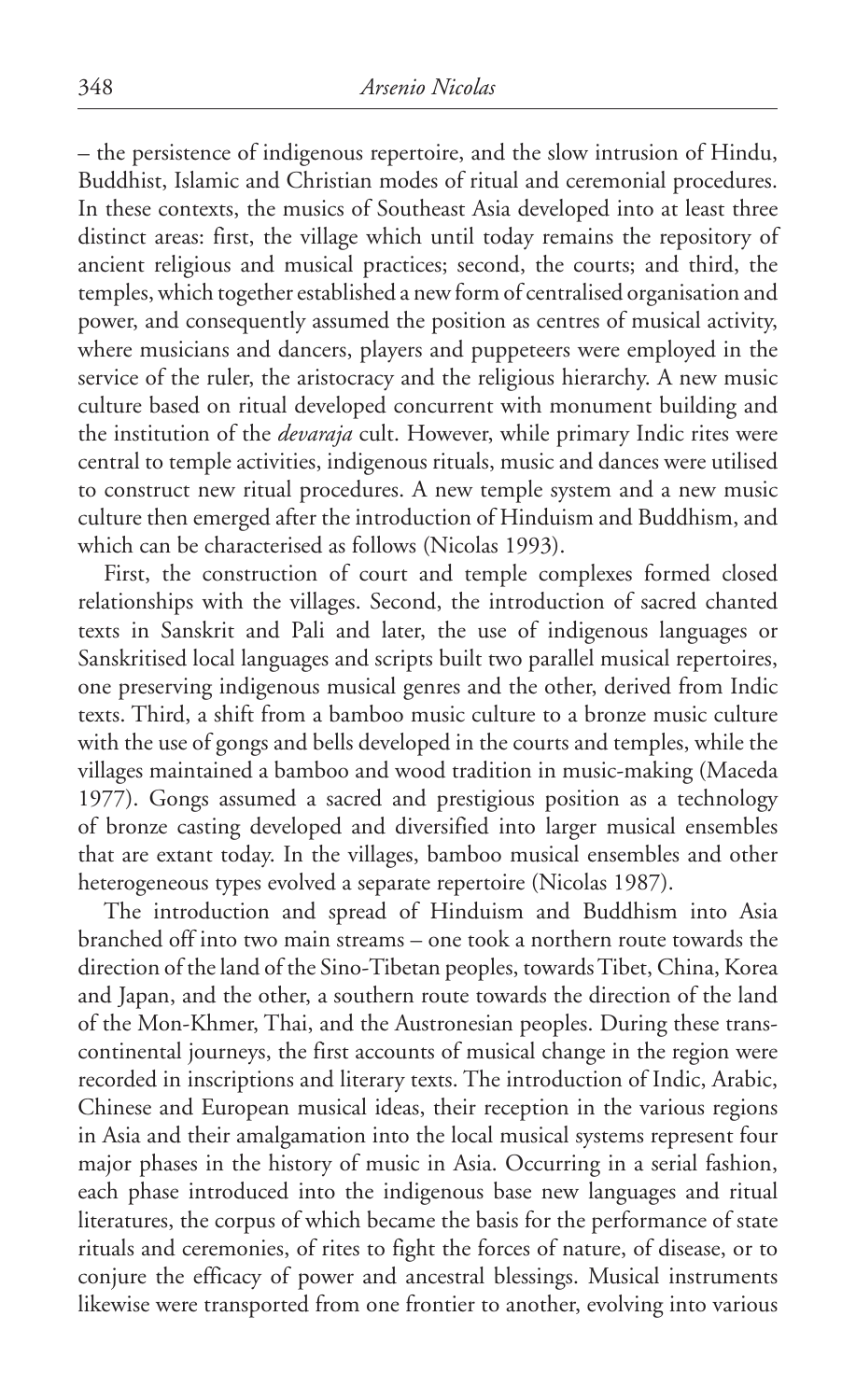– the persistence of indigenous repertoire, and the slow intrusion of Hindu, Buddhist, Islamic and Christian modes of ritual and ceremonial procedures. In these contexts, the musics of Southeast Asia developed into at least three distinct areas: first, the village which until today remains the repository of ancient religious and musical practices; second, the courts; and third, the temples, which together established a new form of centralised organisation and power, and consequently assumed the position as centres of musical activity, where musicians and dancers, players and puppeteers were employed in the service of the ruler, the aristocracy and the religious hierarchy. A new music culture based on ritual developed concurrent with monument building and the institution of the *devaraja* cult. However, while primary Indic rites were central to temple activities, indigenous rituals, music and dances were utilised to construct new ritual procedures. A new temple system and a new music culture then emerged after the introduction of Hinduism and Buddhism, and which can be characterised as follows (Nicolas 1993).

First, the construction of court and temple complexes formed closed relationships with the villages. Second, the introduction of sacred chanted texts in Sanskrit and Pali and later, the use of indigenous languages or Sanskritised local languages and scripts built two parallel musical repertoires, one preserving indigenous musical genres and the other, derived from Indic texts. Third, a shift from a bamboo music culture to a bronze music culture with the use of gongs and bells developed in the courts and temples, while the villages maintained a bamboo and wood tradition in music-making (Maceda 1977). Gongs assumed a sacred and prestigious position as a technology of bronze casting developed and diversified into larger musical ensembles that are extant today. In the villages, bamboo musical ensembles and other heterogeneous types evolved a separate repertoire (Nicolas 1987).

The introduction and spread of Hinduism and Buddhism into Asia branched off into two main streams – one took a northern route towards the direction of the land of the Sino-Tibetan peoples, towards Tibet, China, Korea and Japan, and the other, a southern route towards the direction of the land of the Mon-Khmer, Thai, and the Austronesian peoples. During these transcontinental journeys, the first accounts of musical change in the region were recorded in inscriptions and literary texts. The introduction of Indic, Arabic, Chinese and European musical ideas, their reception in the various regions in Asia and their amalgamation into the local musical systems represent four major phases in the history of music in Asia. Occurring in a serial fashion, each phase introduced into the indigenous base new languages and ritual literatures, the corpus of which became the basis for the performance of state rituals and ceremonies, of rites to fight the forces of nature, of disease, or to conjure the efficacy of power and ancestral blessings. Musical instruments likewise were transported from one frontier to another, evolving into various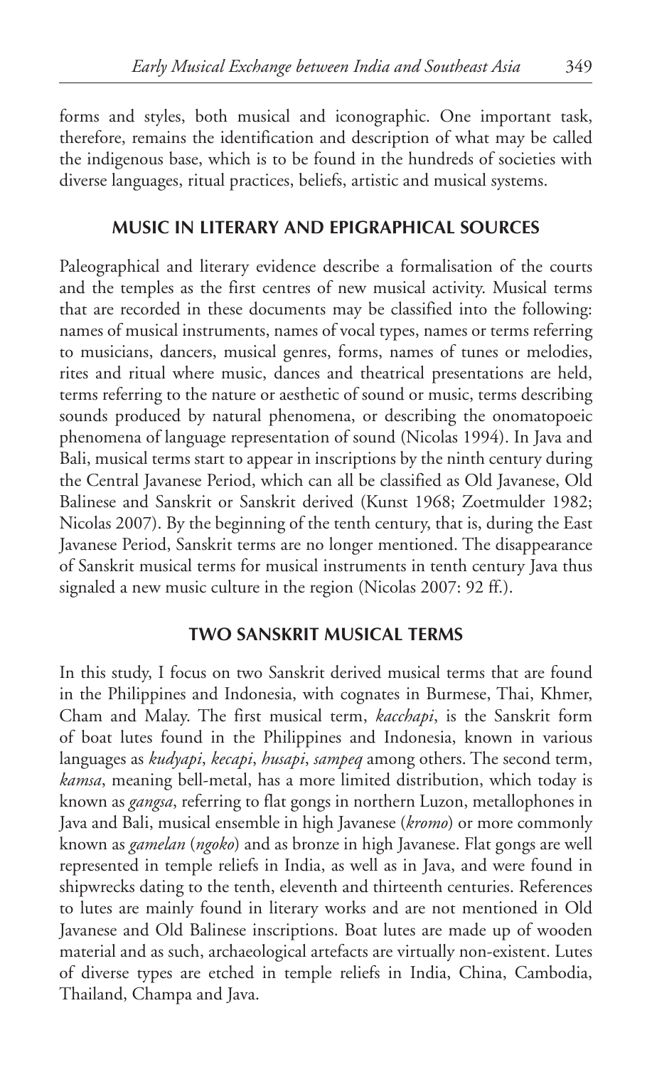forms and styles, both musical and iconographic. One important task, therefore, remains the identification and description of what may be called the indigenous base, which is to be found in the hundreds of societies with diverse languages, ritual practices, beliefs, artistic and musical systems.

## MUSIC IN LITERARY AND EPIGRAPHICAL SOURCES

Paleographical and literary evidence describe a formalisation of the courts and the temples as the first centres of new musical activity. Musical terms that are recorded in these documents may be classified into the following: names of musical instruments, names of vocal types, names or terms referring to musicians, dancers, musical genres, forms, names of tunes or melodies, rites and ritual where music, dances and theatrical presentations are held, terms referring to the nature or aesthetic of sound or music, terms describing sounds produced by natural phenomena, or describing the onomatopoeic phenomena of language representation of sound (Nicolas 1994). In Java and Bali, musical terms start to appear in inscriptions by the ninth century during the Central Javanese Period, which can all be classified as Old Javanese, Old Balinese and Sanskrit or Sanskrit derived (Kunst 1968; Zoetmulder 1982; Nicolas 2007). By the beginning of the tenth century, that is, during the East Javanese Period, Sanskrit terms are no longer mentioned. The disappearance of Sanskrit musical terms for musical instruments in tenth century Java thus signaled a new music culture in the region (Nicolas 2007: 92 ff.).

## TWO SANSKRIT MUSICAL TERMS

In this study, I focus on two Sanskrit derived musical terms that are found in the Philippines and Indonesia, with cognates in Burmese, Thai, Khmer, Cham and Malay. The first musical term, *kacchapi*, is the Sanskrit form of boat lutes found in the Philippines and Indonesia, known in various languages as *kudyapi*, *kecapi*, *husapi*, *sampeq* among others. The second term, *kamsa*, meaning bell-metal, has a more limited distribution, which today is known as *gangsa*, referring to flat gongs in northern Luzon, metallophones in Java and Bali, musical ensemble in high Javanese (*kromo*) or more commonly known as *gamelan* (*ngoko*) and as bronze in high Javanese. Flat gongs are well represented in temple reliefs in India, as well as in Java, and were found in shipwrecks dating to the tenth, eleventh and thirteenth centuries. References to lutes are mainly found in literary works and are not mentioned in Old Javanese and Old Balinese inscriptions. Boat lutes are made up of wooden material and as such, archaeological artefacts are virtually non-existent. Lutes of diverse types are etched in temple reliefs in India, China, Cambodia, Thailand, Champa and Java.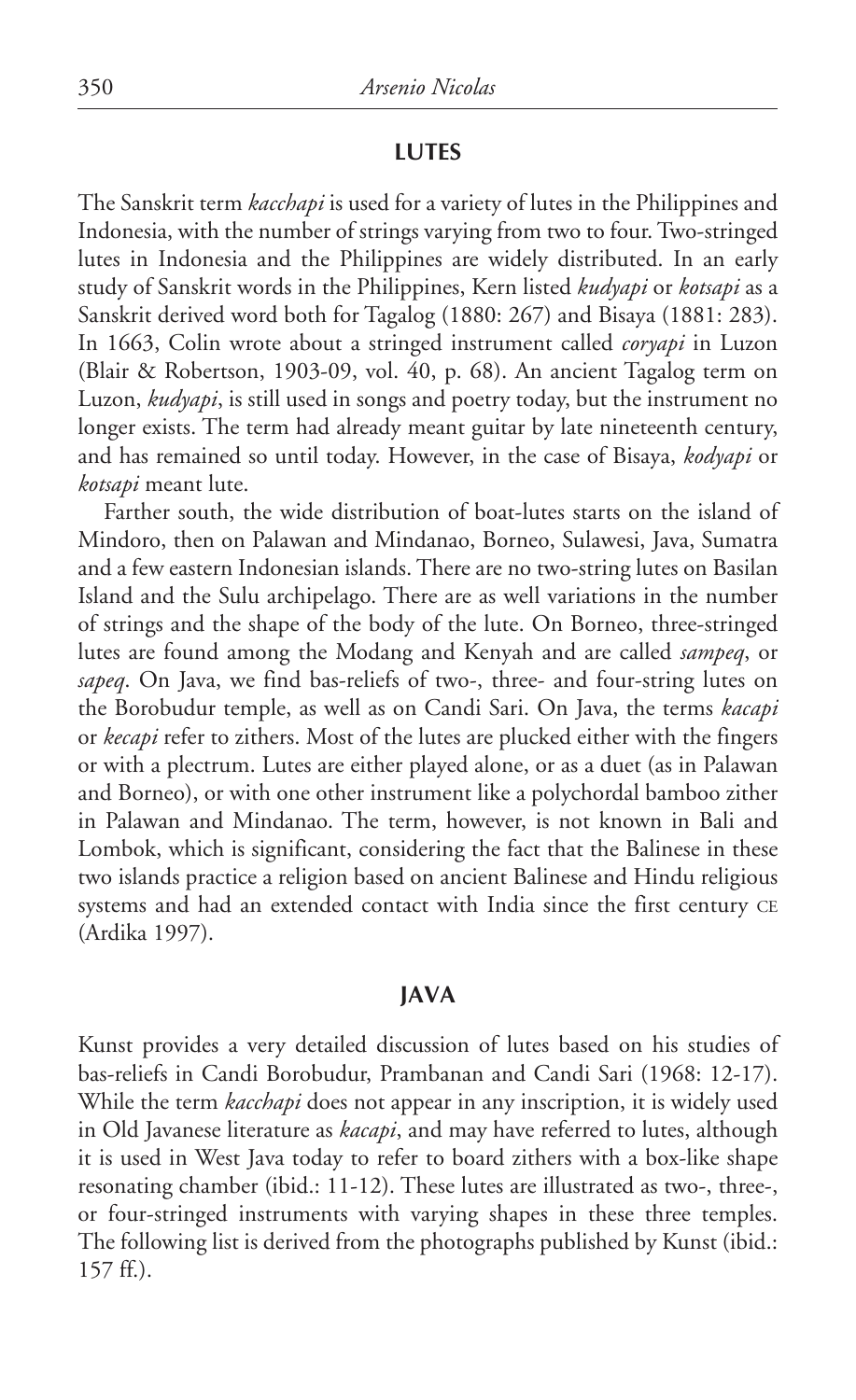## LUTES

The Sanskrit term *kacchapi* is used for a variety of lutes in the Philippines and Indonesia, with the number of strings varying from two to four. Two-stringed lutes in Indonesia and the Philippines are widely distributed. In an early study of Sanskrit words in the Philippines, Kern listed *kudyapi* or *kotsapi* as a Sanskrit derived word both for Tagalog (1880: 267) and Bisaya (1881: 283). In 1663, Colin wrote about a stringed instrument called *coryapi* in Luzon (Blair & Robertson, 1903-09, vol. 40, p. 68). An ancient Tagalog term on Luzon, *kudyapi*, is still used in songs and poetry today, but the instrument no longer exists. The term had already meant guitar by late nineteenth century, and has remained so until today. However, in the case of Bisaya, *kodyapi* or *kotsapi* meant lute.

Farther south, the wide distribution of boat-lutes starts on the island of Mindoro, then on Palawan and Mindanao, Borneo, Sulawesi, Java, Sumatra and a few eastern Indonesian islands. There are no two-string lutes on Basilan Island and the Sulu archipelago. There are as well variations in the number of strings and the shape of the body of the lute. On Borneo, three-stringed lutes are found among the Modang and Kenyah and are called *sampeq*, or *sapeq*. On Java, we find bas-reliefs of two-, three- and four-string lutes on the Borobudur temple, as well as on Candi Sari. On Java, the terms *kacapi* or *kecapi* refer to zithers. Most of the lutes are plucked either with the fingers or with a plectrum. Lutes are either played alone, or as a duet (as in Palawan and Borneo), or with one other instrument like a polychordal bamboo zither in Palawan and Mindanao. The term, however, is not known in Bali and Lombok, which is significant, considering the fact that the Balinese in these two islands practice a religion based on ancient Balinese and Hindu religious systems and had an extended contact with India since the first century CE (Ardika 1997).

## JAVA

Kunst provides a very detailed discussion of lutes based on his studies of bas-reliefs in Candi Borobudur, Prambanan and Candi Sari (1968: 12-17). While the term *kacchapi* does not appear in any inscription, it is widely used in Old Javanese literature as *kacapi*, and may have referred to lutes, although it is used in West Java today to refer to board zithers with a box-like shape resonating chamber (ibid.: 11-12). These lutes are illustrated as two-, three-, or four-stringed instruments with varying shapes in these three temples. The following list is derived from the photographs published by Kunst (ibid.: 157 ff.).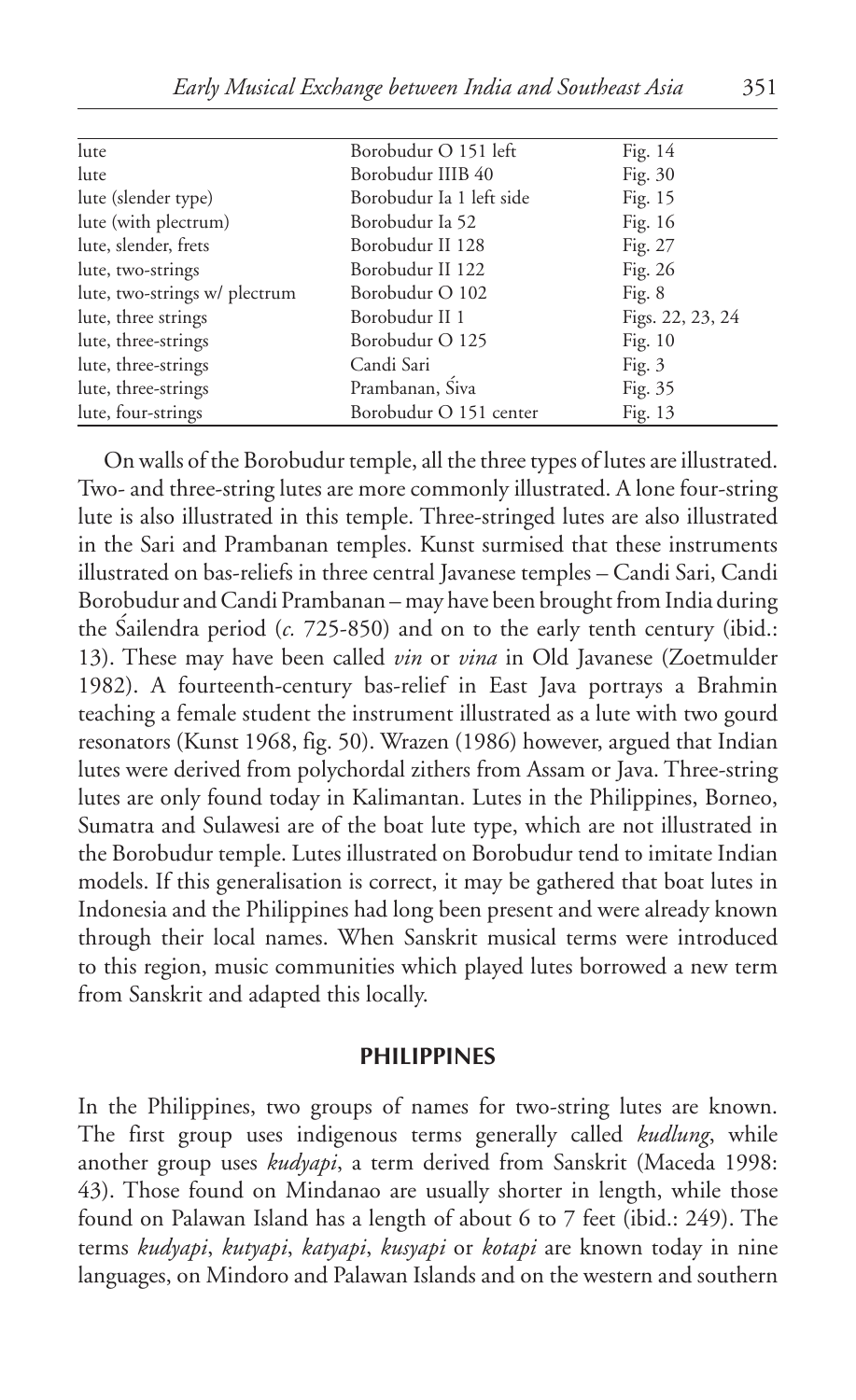| | | |
|---|---|---|
| lute | Borobudur O 151 left | Fig. 14 |
| lute | Borobudur IIIB 40 | Fig. 30 |
| lute (slender type) | Borobudur Ia 1 left side | Fig. 15 |
| lute (with plectrum) | Borobudur Ia 52 | Fig. 16 |
| lute, slender, frets | Borobudur II 128 | Fig. 27 |
| lute, two-strings | Borobudur II 122 | Fig. 26 |
| lute, two-strings w/ plectrum | Borobudur O 102 | Fig. 8 |
| lute, three strings | Borobudur II 1 | Figs. 22, 23, 24 |
| lute, three-strings | Borobudur O 125 | Fig. 10 |
| lute, three-strings | Candi Sari | Fig. 3 |
| lute, three-strings | Prambanan, Śiva | Fig. 35 |
| lute, four-strings | Borobudur O 151 center | Fig. 13 |

On walls of the Borobudur temple, all the three types of lutes are illustrated. Two- and three-string lutes are more commonly illustrated. A lone four-string lute is also illustrated in this temple. Three-stringed lutes are also illustrated in the Sari and Prambanan temples. Kunst surmised that these instruments illustrated on bas-reliefs in three central Javanese temples – Candi Sari, Candi Borobudur and Candi Prambanan – may have been brought from India during the Śailendra period (*c.* 725-850) and on to the early tenth century (ibid.: 13). These may have been called *vin* or *vina* in Old Javanese (Zoetmulder 1982). A fourteenth-century bas-relief in East Java portrays a Brahmin teaching a female student the instrument illustrated as a lute with two gourd resonators (Kunst 1968, fig. 50). Wrazen (1986) however, argued that Indian lutes were derived from polychordal zithers from Assam or Java. Three-string lutes are only found today in Kalimantan. Lutes in the Philippines, Borneo, Sumatra and Sulawesi are of the boat lute type, which are not illustrated in the Borobudur temple. Lutes illustrated on Borobudur tend to imitate Indian models. If this generalisation is correct, it may be gathered that boat lutes in Indonesia and the Philippines had long been present and were already known through their local names. When Sanskrit musical terms were introduced to this region, music communities which played lutes borrowed a new term from Sanskrit and adapted this locally.

## PHILIPPINES

In the Philippines, two groups of names for two-string lutes are known. The first group uses indigenous terms generally called *kudlung*, while another group uses *kudyapi*, a term derived from Sanskrit (Maceda 1998: 43). Those found on Mindanao are usually shorter in length, while those found on Palawan Island has a length of about 6 to 7 feet (ibid.: 249). The terms *kudyapi*, *kutyapi*, *katyapi*, *kusyapi* or *kotapi* are known today in nine languages, on Mindoro and Palawan Islands and on the western and southern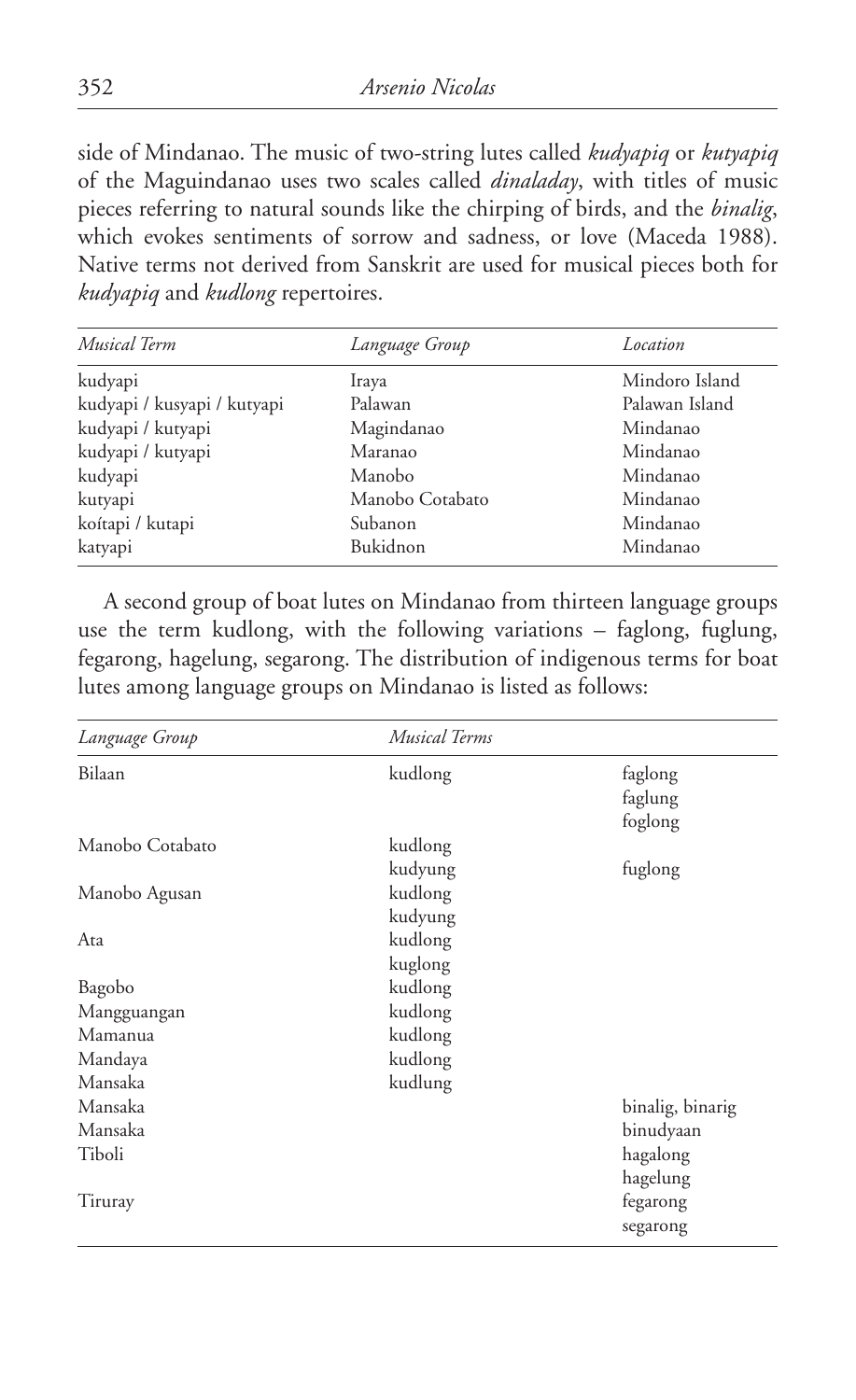side of Mindanao. The music of two-string lutes called *kudyapiq* or *kutyapiq* of the Maguindanao uses two scales called *dinaladay*, with titles of music pieces referring to natural sounds like the chirping of birds, and the *binalig*, which evokes sentiments of sorrow and sadness, or love (Maceda 1988). Native terms not derived from Sanskrit are used for musical pieces both for *kudyapiq* and *kudlong* repertoires.

| *Musical Term* | *Language Group* | *Location* |
|---|---|---|
| kudyapi | Iraya | Mindoro Island |
| kudyapi / kusyapi / kutyapi | Palawan | Palawan Island |
| kudyapi / kutyapi | Magindanao | Mindanao |
| kudyapi / kutyapi | Maranao | Mindanao |
| kudyapi | Manobo | Mindanao |
| kutyapi | Manobo Cotabato | Mindanao |
| koítapi / kutapi | Subanon | Mindanao |
| katyapi | Bukidnon | Mindanao |

A second group of boat lutes on Mindanao from thirteen language groups use the term kudlong, with the following variations – faglong, fuglung, fegarong, hagelung, segarong. The distribution of indigenous terms for boat lutes among language groups on Mindanao is listed as follows:

| *Language Group* | *Musical Terms* | |
|---|---|---|
| Bilaan | kudlong | faglong<br>faglung<br>foglong |
| Manobo Cotabato | kudlong<br>kudyung | fuglong |
| Manobo Agusan | kudlong<br>kudyung | |
| Ata | kudlong<br>kuglong | |
| Bagobo | kudlong | |
| Mangguangan | kudlong | |
| Mamanua | kudlong | |
| Mandaya | kudlong | |
| Mansaka | kudlung | |
| Mansaka | | binalig, binarig |
| Mansaka | | binudyaan |
| Tiboli | | hagalong<br>hagelung |
| Tiruray | | fegarong<br>segarong |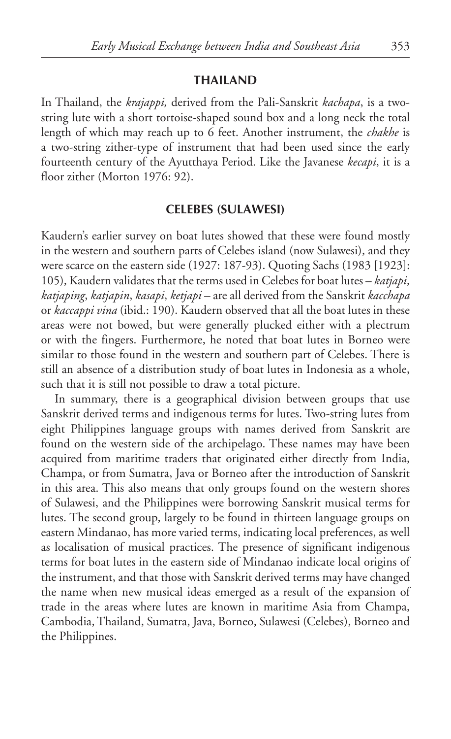## THAILAND

In Thailand, the *krajappi,* derived from the Pali-Sanskrit *kachapa*, is a two-string lute with a short tortoise-shaped sound box and a long neck the total length of which may reach up to 6 feet. Another instrument, the *chakhe* is a two-string zither-type of instrument that had been used since the early fourteenth century of the Ayutthaya Period. Like the Javanese *kecapi*, it is a floor zither (Morton 1976: 92).

## CELEBES (SULAWESI)

Kaudern's earlier survey on boat lutes showed that these were found mostly in the western and southern parts of Celebes island (now Sulawesi), and they were scarce on the eastern side (1927: 187-93). Quoting Sachs (1983 [1923]: 105), Kaudern validates that the terms used in Celebes for boat lutes – *katjapi*, *katjaping*, *katjapin*, *kasapi*, *ketjapi* – are all derived from the Sanskrit *kacchapa* or *kaccappi vina* (ibid.: 190). Kaudern observed that all the boat lutes in these areas were not bowed, but were generally plucked either with a plectrum or with the fingers. Furthermore, he noted that boat lutes in Borneo were similar to those found in the western and southern part of Celebes. There is still an absence of a distribution study of boat lutes in Indonesia as a whole, such that it is still not possible to draw a total picture.

In summary, there is a geographical division between groups that use Sanskrit derived terms and indigenous terms for lutes. Two-string lutes from eight Philippines language groups with names derived from Sanskrit are found on the western side of the archipelago. These names may have been acquired from maritime traders that originated either directly from India, Champa, or from Sumatra, Java or Borneo after the introduction of Sanskrit in this area. This also means that only groups found on the western shores of Sulawesi, and the Philippines were borrowing Sanskrit musical terms for lutes. The second group, largely to be found in thirteen language groups on eastern Mindanao, has more varied terms, indicating local preferences, as well as localisation of musical practices. The presence of significant indigenous terms for boat lutes in the eastern side of Mindanao indicate local origins of the instrument, and that those with Sanskrit derived terms may have changed the name when new musical ideas emerged as a result of the expansion of trade in the areas where lutes are known in maritime Asia from Champa, Cambodia, Thailand, Sumatra, Java, Borneo, Sulawesi (Celebes), Borneo and the Philippines.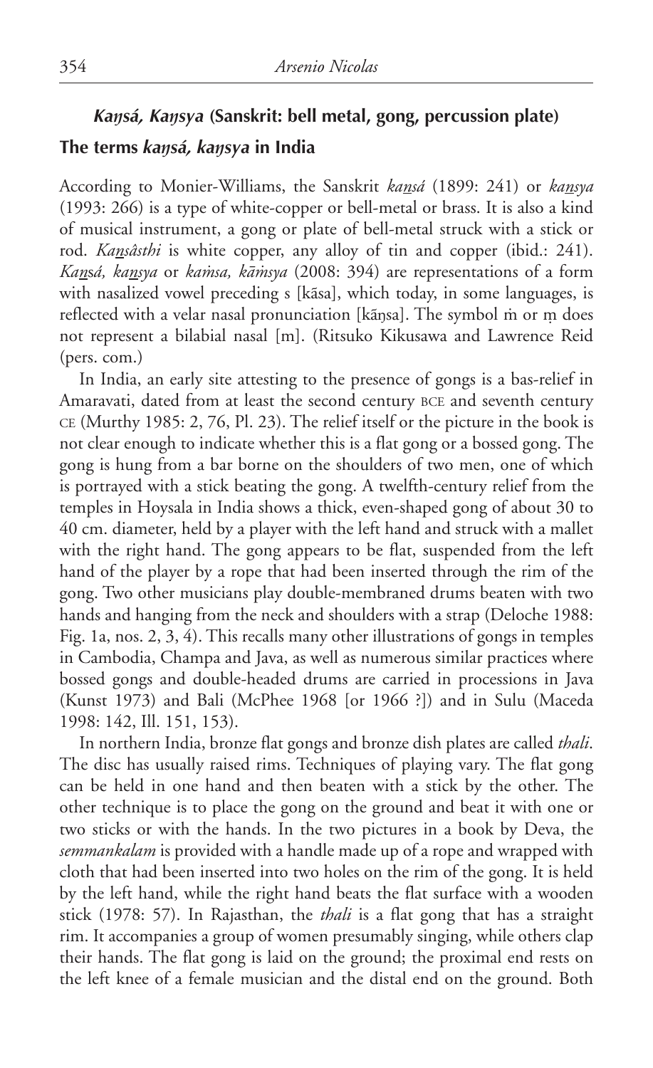## *Kaŋsá, Kaŋsya* (Sanskrit: bell metal, gong, percussion plate)

### The terms *kaŋsá, kaŋsya* in India

According to Monier-Williams, the Sanskrit *kaṉsá* (1899: 241) or *kaṉsya* (1993: 266) is a type of white-copper or bell-metal or brass. It is also a kind of musical instrument, a gong or plate of bell-metal struck with a stick or rod. *Kaṉsâsthi* is white copper, any alloy of tin and copper (ibid.: 241). *Kaṉsá, kaṉsya* or *kaṁsa, kāṁsya* (2008: 394) are representations of a form with nasalized vowel preceding s [kā̃sa], which today, in some languages, is reflected with a velar nasal pronunciation [kā̃ŋsa]. The symbol ṁ or ṃ does not represent a bilabial nasal [m]. (Ritsuko Kikusawa and Lawrence Reid (pers. com.)

In India, an early site attesting to the presence of gongs is a bas-relief in Amaravati, dated from at least the second century BCE and seventh century CE (Murthy 1985: 2, 76, Pl. 23). The relief itself or the picture in the book is not clear enough to indicate whether this is a flat gong or a bossed gong. The gong is hung from a bar borne on the shoulders of two men, one of which is portrayed with a stick beating the gong. A twelfth-century relief from the temples in Hoysala in India shows a thick, even-shaped gong of about 30 to 40 cm. diameter, held by a player with the left hand and struck with a mallet with the right hand. The gong appears to be flat, suspended from the left hand of the player by a rope that had been inserted through the rim of the gong. Two other musicians play double-membraned drums beaten with two hands and hanging from the neck and shoulders with a strap (Deloche 1988: Fig. 1a, nos. 2, 3, 4). This recalls many other illustrations of gongs in temples in Cambodia, Champa and Java, as well as numerous similar practices where bossed gongs and double-headed drums are carried in processions in Java (Kunst 1973) and Bali (McPhee 1968 [or 1966 ?]) and in Sulu (Maceda 1998: 142, Ill. 151, 153).

In northern India, bronze flat gongs and bronze dish plates are called *thali*. The disc has usually raised rims. Techniques of playing vary. The flat gong can be held in one hand and then beaten with a stick by the other. The other technique is to place the gong on the ground and beat it with one or two sticks or with the hands. In the two pictures in a book by Deva, the *semmankalam* is provided with a handle made up of a rope and wrapped with cloth that had been inserted into two holes on the rim of the gong. It is held by the left hand, while the right hand beats the flat surface with a wooden stick (1978: 57). In Rajasthan, the *thali* is a flat gong that has a straight rim. It accompanies a group of women presumably singing, while others clap their hands. The flat gong is laid on the ground; the proximal end rests on the left knee of a female musician and the distal end on the ground. Both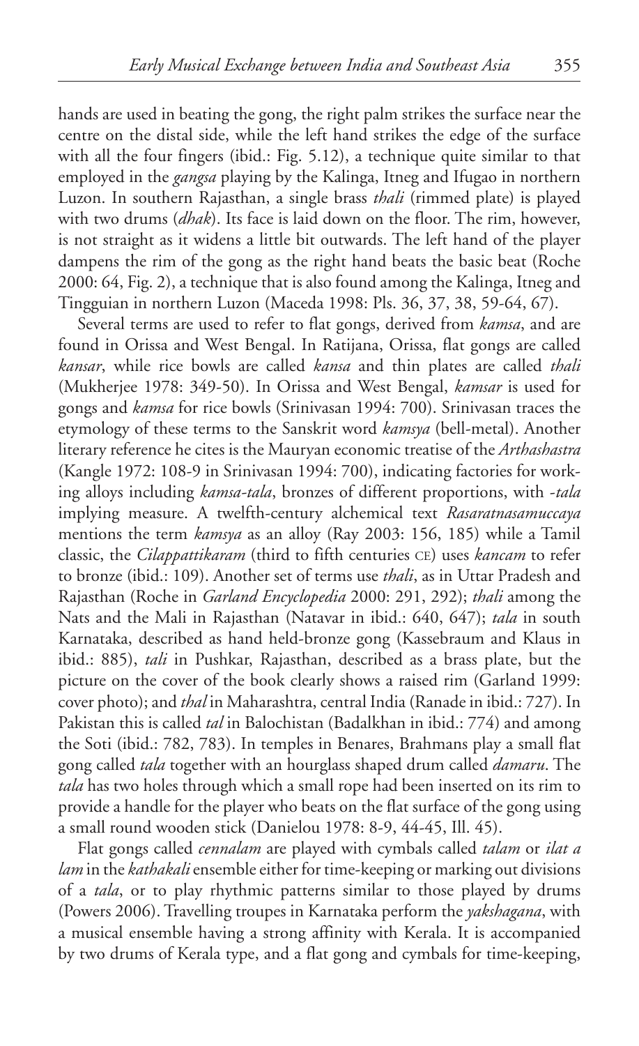hands are used in beating the gong, the right palm strikes the surface near the centre on the distal side, while the left hand strikes the edge of the surface with all the four fingers (ibid.: Fig. 5.12), a technique quite similar to that employed in the *gangsa* playing by the Kalinga, Itneg and Ifugao in northern Luzon. In southern Rajasthan, a single brass *thali* (rimmed plate) is played with two drums (*dhak*). Its face is laid down on the floor. The rim, however, is not straight as it widens a little bit outwards. The left hand of the player dampens the rim of the gong as the right hand beats the basic beat (Roche 2000: 64, Fig. 2), a technique that is also found among the Kalinga, Itneg and Tingguian in northern Luzon (Maceda 1998: Pls. 36, 37, 38, 59-64, 67).

Several terms are used to refer to flat gongs, derived from *kamsa*, and are found in Orissa and West Bengal. In Ratijana, Orissa, flat gongs are called *kansar*, while rice bowls are called *kansa* and thin plates are called *thali* (Mukherjee 1978: 349-50). In Orissa and West Bengal, *kamsar* is used for gongs and *kamsa* for rice bowls (Srinivasan 1994: 700). Srinivasan traces the etymology of these terms to the Sanskrit word *kamsya* (bell-metal). Another literary reference he cites is the Mauryan economic treatise of the *Arthashastra* (Kangle 1972: 108-9 in Srinivasan 1994: 700), indicating factories for working alloys including *kamsa-tala*, bronzes of different proportions, with *-tala* implying measure. A twelfth-century alchemical text *Rasaratnasamuccaya* mentions the term *kamsya* as an alloy (Ray 2003: 156, 185) while a Tamil classic, the *Cilappattikaram* (third to fifth centuries CE) uses *kancam* to refer to bronze (ibid.: 109). Another set of terms use *thali*, as in Uttar Pradesh and Rajasthan (Roche in *Garland Encyclopedia* 2000: 291, 292); *thali* among the Nats and the Mali in Rajasthan (Natavar in ibid.: 640, 647); *tala* in south Karnataka, described as hand held-bronze gong (Kassebraum and Klaus in ibid.: 885), *tali* in Pushkar, Rajasthan, described as a brass plate, but the picture on the cover of the book clearly shows a raised rim (Garland 1999: cover photo); and *thal* in Maharashtra, central India (Ranade in ibid.: 727). In Pakistan this is called *tal* in Balochistan (Badalkhan in ibid.: 774) and among the Soti (ibid.: 782, 783). In temples in Benares, Brahmans play a small flat gong called *tala* together with an hourglass shaped drum called *damaru*. The *tala* has two holes through which a small rope had been inserted on its rim to provide a handle for the player who beats on the flat surface of the gong using a small round wooden stick (Danielou 1978: 8-9, 44-45, Ill. 45).

Flat gongs called *cennalam* are played with cymbals called *talam* or *ilat a lam* in the *kathakali* ensemble either for time-keeping or marking out divisions of a *tala*, or to play rhythmic patterns similar to those played by drums (Powers 2006). Travelling troupes in Karnataka perform the *yakshagana*, with a musical ensemble having a strong affinity with Kerala. It is accompanied by two drums of Kerala type, and a flat gong and cymbals for time-keeping,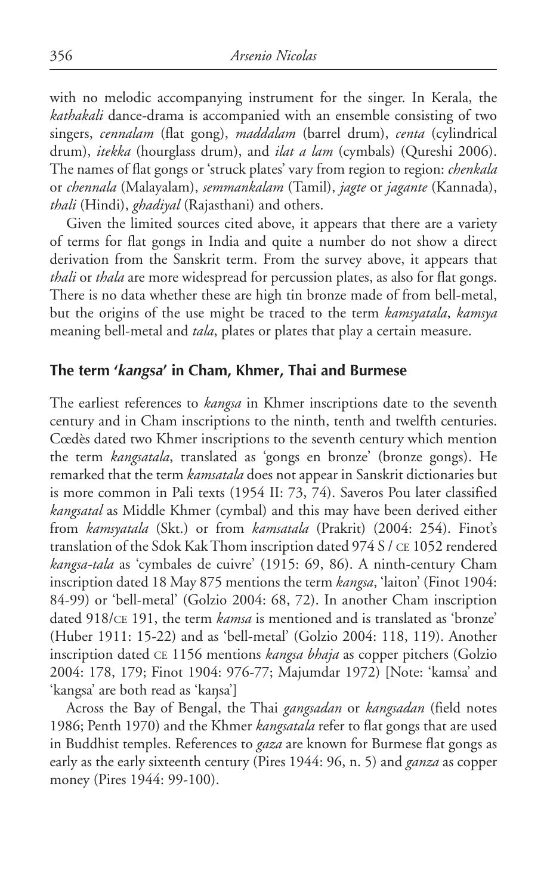with no melodic accompanying instrument for the singer. In Kerala, the *kathakali* dance-drama is accompanied with an ensemble consisting of two singers, *cennalam* (flat gong), *maddalam* (barrel drum), *centa* (cylindrical drum), *itekka* (hourglass drum), and *ilat a lam* (cymbals) (Qureshi 2006). The names of flat gongs or 'struck plates' vary from region to region: *chenkala* or *chennala* (Malayalam), *semmankalam* (Tamil), *jagte* or *jagante* (Kannada), *thali* (Hindi), *ghadiyal* (Rajasthani) and others.

Given the limited sources cited above, it appears that there are a variety of terms for flat gongs in India and quite a number do not show a direct derivation from the Sanskrit term. From the survey above, it appears that *thali* or *thala* are more widespread for percussion plates, as also for flat gongs. There is no data whether these are high tin bronze made of from bell-metal, but the origins of the use might be traced to the term *kamsyatala*, *kamsya* meaning bell-metal and *tala*, plates or plates that play a certain measure.

## The term '*kangsa*' in Cham, Khmer, Thai and Burmese

The earliest references to *kangsa* in Khmer inscriptions date to the seventh century and in Cham inscriptions to the ninth, tenth and twelfth centuries. Cœdès dated two Khmer inscriptions to the seventh century which mention the term *kangsatala*, translated as 'gongs en bronze' (bronze gongs). He remarked that the term *kamsatala* does not appear in Sanskrit dictionaries but is more common in Pali texts (1954 II: 73, 74). Saveros Pou later classified *kangsatal* as Middle Khmer (cymbal) and this may have been derived either from *kamsyatala* (Skt.) or from *kamsatala* (Prakrit) (2004: 254). Finot's translation of the Sdok Kak Thom inscription dated 974 S / CE 1052 rendered *kangsa-tala* as 'cymbales de cuivre' (1915: 69, 86). A ninth-century Cham inscription dated 18 May 875 mentions the term *kangsa*, 'laiton' (Finot 1904: 84-99) or 'bell-metal' (Golzio 2004: 68, 72). In another Cham inscription dated 918/CE 191, the term *kamsa* is mentioned and is translated as 'bronze' (Huber 1911: 15-22) and as 'bell-metal' (Golzio 2004: 118, 119). Another inscription dated CE 1156 mentions *kangsa bhaja* as copper pitchers (Golzio 2004: 178, 179; Finot 1904: 976-77; Majumdar 1972) [Note: 'kamsa' and 'kangsa' are both read as 'kaŋsa']

Across the Bay of Bengal, the Thai *gangsadan* or *kangsadan* (field notes 1986; Penth 1970) and the Khmer *kangsatala* refer to flat gongs that are used in Buddhist temples. References to *gaza* are known for Burmese flat gongs as early as the early sixteenth century (Pires 1944: 96, n. 5) and *ganza* as copper money (Pires 1944: 99-100).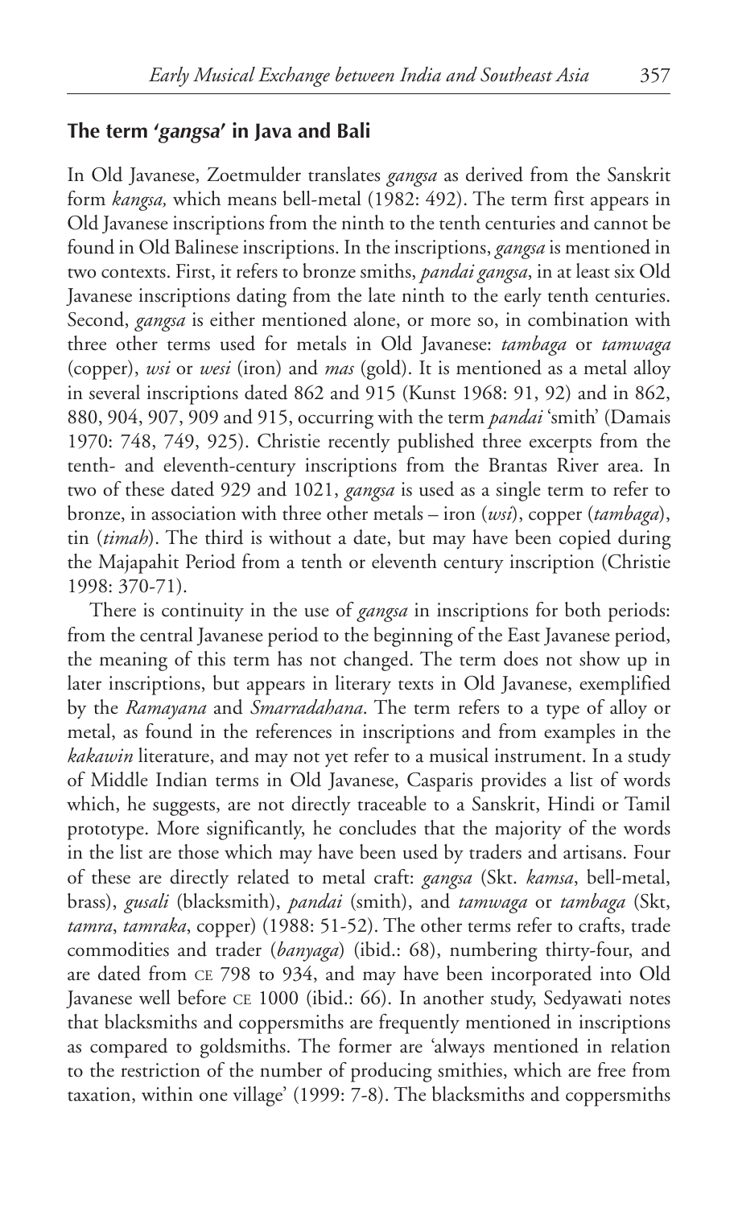## The term '*gangsa*' in Java and Bali

In Old Javanese, Zoetmulder translates *gangsa* as derived from the Sanskrit form *kangsa,* which means bell-metal (1982: 492). The term first appears in Old Javanese inscriptions from the ninth to the tenth centuries and cannot be found in Old Balinese inscriptions. In the inscriptions, *gangsa* is mentioned in two contexts. First, it refers to bronze smiths, *pandai gangsa*, in at least six Old Javanese inscriptions dating from the late ninth to the early tenth centuries. Second, *gangsa* is either mentioned alone, or more so, in combination with three other terms used for metals in Old Javanese: *tambaga* or *tamwaga* (copper), *wsi* or *wesi* (iron) and *mas* (gold). It is mentioned as a metal alloy in several inscriptions dated 862 and 915 (Kunst 1968: 91, 92) and in 862, 880, 904, 907, 909 and 915, occurring with the term *pandai* 'smith' (Damais 1970: 748, 749, 925). Christie recently published three excerpts from the tenth- and eleventh-century inscriptions from the Brantas River area. In two of these dated 929 and 1021, *gangsa* is used as a single term to refer to bronze, in association with three other metals – iron (*wsi*), copper (*tambaga*), tin (*timah*). The third is without a date, but may have been copied during the Majapahit Period from a tenth or eleventh century inscription (Christie 1998: 370-71).

There is continuity in the use of *gangsa* in inscriptions for both periods: from the central Javanese period to the beginning of the East Javanese period, the meaning of this term has not changed. The term does not show up in later inscriptions, but appears in literary texts in Old Javanese, exemplified by the *Ramayana* and *Smarradahana*. The term refers to a type of alloy or metal, as found in the references in inscriptions and from examples in the *kakawin* literature, and may not yet refer to a musical instrument. In a study of Middle Indian terms in Old Javanese, Casparis provides a list of words which, he suggests, are not directly traceable to a Sanskrit, Hindi or Tamil prototype. More significantly, he concludes that the majority of the words in the list are those which may have been used by traders and artisans. Four of these are directly related to metal craft: *gangsa* (Skt. *kamsa*, bell-metal, brass), *gusali* (blacksmith), *pandai* (smith), and *tamwaga* or *tambaga* (Skt, *tamra*, *tamraka*, copper) (1988: 51-52). The other terms refer to crafts, trade commodities and trader (*banyaga*) (ibid.: 68), numbering thirty-four, and are dated from CE 798 to 934, and may have been incorporated into Old Javanese well before CE 1000 (ibid.: 66). In another study, Sedyawati notes that blacksmiths and coppersmiths are frequently mentioned in inscriptions as compared to goldsmiths. The former are 'always mentioned in relation to the restriction of the number of producing smithies, which are free from taxation, within one village' (1999: 7-8). The blacksmiths and coppersmiths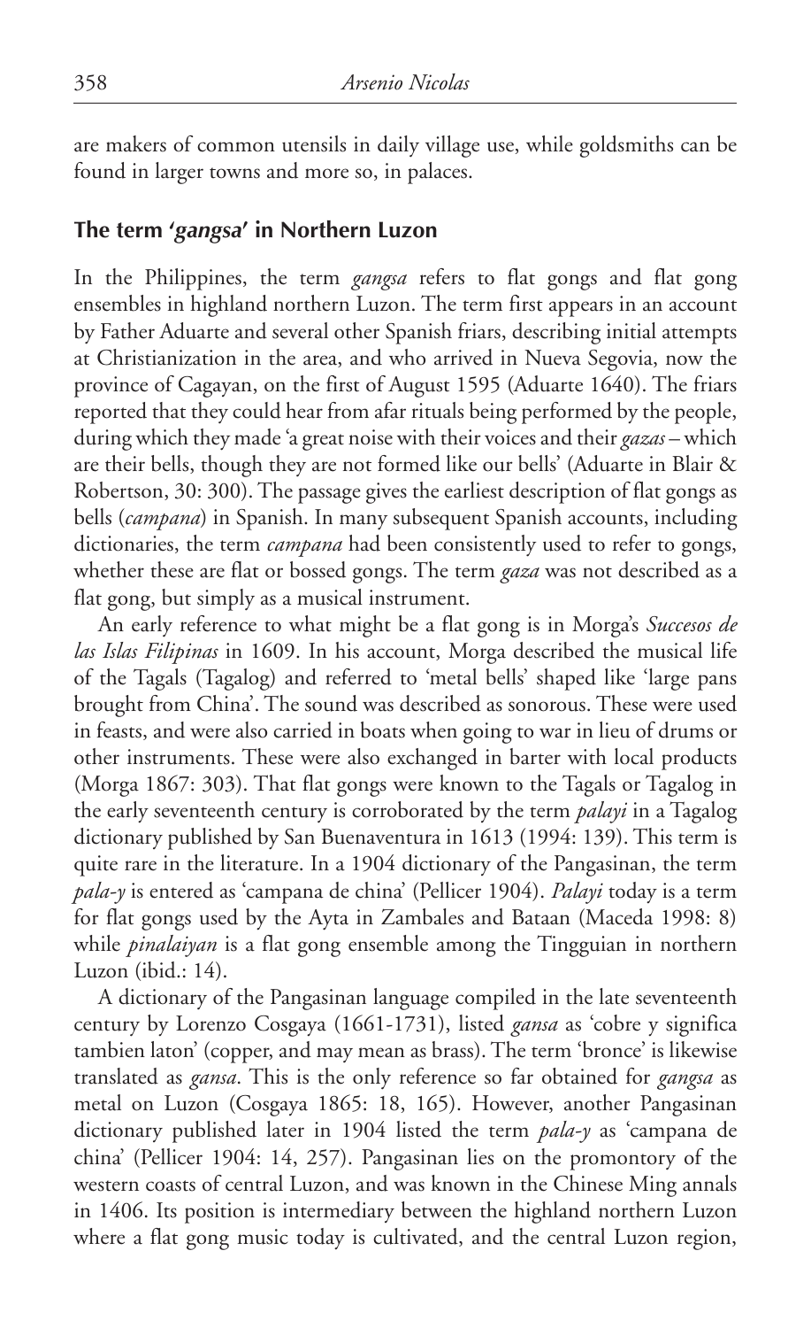are makers of common utensils in daily village use, while goldsmiths can be found in larger towns and more so, in palaces.

## The term '*gangsa*' in Northern Luzon

In the Philippines, the term *gangsa* refers to flat gongs and flat gong ensembles in highland northern Luzon. The term first appears in an account by Father Aduarte and several other Spanish friars, describing initial attempts at Christianization in the area, and who arrived in Nueva Segovia, now the province of Cagayan, on the first of August 1595 (Aduarte 1640). The friars reported that they could hear from afar rituals being performed by the people, during which they made 'a great noise with their voices and their *gazas* – which are their bells, though they are not formed like our bells' (Aduarte in Blair & Robertson, 30: 300). The passage gives the earliest description of flat gongs as bells (*campana*) in Spanish. In many subsequent Spanish accounts, including dictionaries, the term *campana* had been consistently used to refer to gongs, whether these are flat or bossed gongs. The term *gaza* was not described as a flat gong, but simply as a musical instrument.

An early reference to what might be a flat gong is in Morga's *Succesos de las Islas Filipinas* in 1609. In his account, Morga described the musical life of the Tagals (Tagalog) and referred to 'metal bells' shaped like 'large pans brought from China'. The sound was described as sonorous. These were used in feasts, and were also carried in boats when going to war in lieu of drums or other instruments. These were also exchanged in barter with local products (Morga 1867: 303). That flat gongs were known to the Tagals or Tagalog in the early seventeenth century is corroborated by the term *palayi* in a Tagalog dictionary published by San Buenaventura in 1613 (1994: 139). This term is quite rare in the literature. In a 1904 dictionary of the Pangasinan, the term *pala-y* is entered as 'campana de china' (Pellicer 1904). *Palayi* today is a term for flat gongs used by the Ayta in Zambales and Bataan (Maceda 1998: 8) while *pinalaiyan* is a flat gong ensemble among the Tingguian in northern Luzon (ibid.: 14).

A dictionary of the Pangasinan language compiled in the late seventeenth century by Lorenzo Cosgaya (1661-1731), listed *gansa* as 'cobre y significa tambien laton' (copper, and may mean as brass). The term 'bronce' is likewise translated as *gansa*. This is the only reference so far obtained for *gangsa* as metal on Luzon (Cosgaya 1865: 18, 165). However, another Pangasinan dictionary published later in 1904 listed the term *pala-y* as 'campana de china' (Pellicer 1904: 14, 257). Pangasinan lies on the promontory of the western coasts of central Luzon, and was known in the Chinese Ming annals in 1406. Its position is intermediary between the highland northern Luzon where a flat gong music today is cultivated, and the central Luzon region,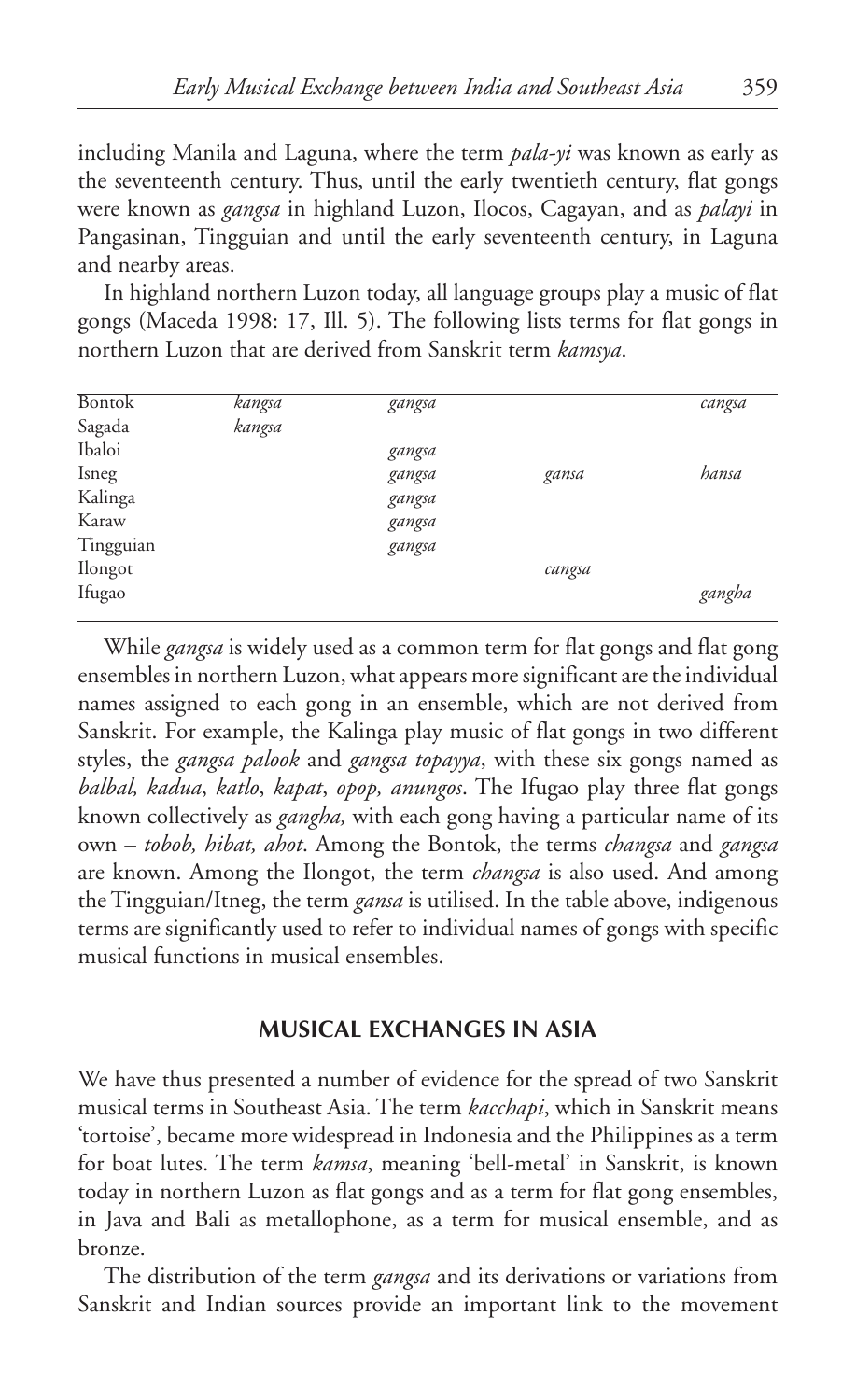including Manila and Laguna, where the term *pala-yi* was known as early as the seventeenth century. Thus, until the early twentieth century, flat gongs were known as *gangsa* in highland Luzon, Ilocos, Cagayan, and as *palayi* in Pangasinan, Tingguian and until the early seventeenth century, in Laguna and nearby areas.

In highland northern Luzon today, all language groups play a music of flat gongs (Maceda 1998: 17, Ill. 5). The following lists terms for flat gongs in northern Luzon that are derived from Sanskrit term *kamsya*.

| | | | | |
|---|---|---|---|---|
| Bontok | *kangsa* | *gangsa* | | *cangsa* |
| Sagada | *kangsa* | | | |
| Ibaloi | | *gangsa* | | |
| Isneg | | *gangsa* | *gansa* | *hansa* |
| Kalinga | | *gangsa* | | |
| Karaw | | *gangsa* | | |
| Tingguian | | *gangsa* | | |
| Ilongot | | | *cangsa* | |
| Ifugao | | | | *gangha* |

While *gangsa* is widely used as a common term for flat gongs and flat gong ensembles in northern Luzon, what appears more significant are the individual names assigned to each gong in an ensemble, which are not derived from Sanskrit. For example, the Kalinga play music of flat gongs in two different styles, the *gangsa palook* and *gangsa topayya*, with these six gongs named as *balbal, kadua*, *katlo*, *kapat*, *opop, anungos*. The Ifugao play three flat gongs known collectively as *gangha,* with each gong having a particular name of its own – *tobob, hibat, ahot*. Among the Bontok, the terms *changsa* and *gangsa* are known. Among the Ilongot, the term *changsa* is also used. And among the Tingguian/Itneg, the term *gansa* is utilised. In the table above, indigenous terms are significantly used to refer to individual names of gongs with specific musical functions in musical ensembles.

## MUSICAL EXCHANGES IN ASIA

We have thus presented a number of evidence for the spread of two Sanskrit musical terms in Southeast Asia. The term *kacchapi*, which in Sanskrit means 'tortoise', became more widespread in Indonesia and the Philippines as a term for boat lutes. The term *kamsa*, meaning 'bell-metal' in Sanskrit, is known today in northern Luzon as flat gongs and as a term for flat gong ensembles, in Java and Bali as metallophone, as a term for musical ensemble, and as bronze.

The distribution of the term *gangsa* and its derivations or variations from Sanskrit and Indian sources provide an important link to the movement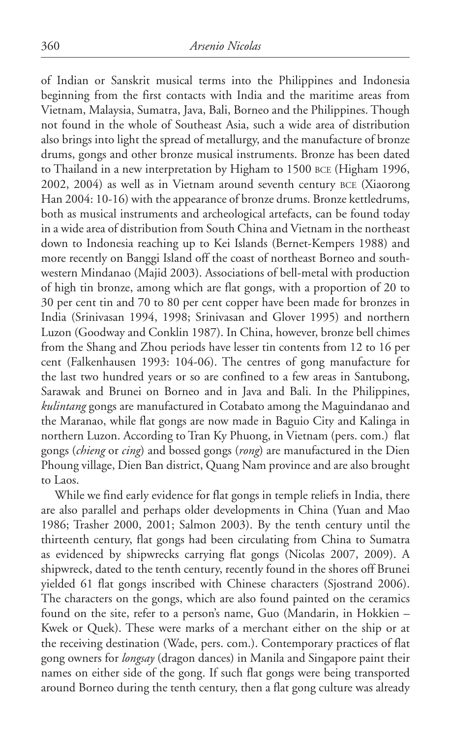of Indian or Sanskrit musical terms into the Philippines and Indonesia beginning from the first contacts with India and the maritime areas from Vietnam, Malaysia, Sumatra, Java, Bali, Borneo and the Philippines. Though not found in the whole of Southeast Asia, such a wide area of distribution also brings into light the spread of metallurgy, and the manufacture of bronze drums, gongs and other bronze musical instruments. Bronze has been dated to Thailand in a new interpretation by Higham to 1500 BCE (Higham 1996, 2002, 2004) as well as in Vietnam around seventh century BCE (Xiaorong Han 2004: 10-16) with the appearance of bronze drums. Bronze kettledrums, both as musical instruments and archeological artefacts, can be found today in a wide area of distribution from South China and Vietnam in the northeast down to Indonesia reaching up to Kei Islands (Bernet-Kempers 1988) and more recently on Banggi Island off the coast of northeast Borneo and southwestern Mindanao (Majid 2003). Associations of bell-metal with production of high tin bronze, among which are flat gongs, with a proportion of 20 to 30 per cent tin and 70 to 80 per cent copper have been made for bronzes in India (Srinivasan 1994, 1998; Srinivasan and Glover 1995) and northern Luzon (Goodway and Conklin 1987). In China, however, bronze bell chimes from the Shang and Zhou periods have lesser tin contents from 12 to 16 per cent (Falkenhausen 1993: 104-06). The centres of gong manufacture for the last two hundred years or so are confined to a few areas in Santubong, Sarawak and Brunei on Borneo and in Java and Bali. In the Philippines, *kulintang* gongs are manufactured in Cotabato among the Maguindanao and the Maranao, while flat gongs are now made in Baguio City and Kalinga in northern Luzon. According to Tran Ky Phuong, in Vietnam (pers. com.) flat gongs (*chieng* or *cing*) and bossed gongs (*rong*) are manufactured in the Dien Phoung village, Dien Ban district, Quang Nam province and are also brought to Laos.

While we find early evidence for flat gongs in temple reliefs in India, there are also parallel and perhaps older developments in China (Yuan and Mao 1986; Trasher 2000, 2001; Salmon 2003). By the tenth century until the thirteenth century, flat gongs had been circulating from China to Sumatra as evidenced by shipwrecks carrying flat gongs (Nicolas 2007, 2009). A shipwreck, dated to the tenth century, recently found in the shores off Brunei yielded 61 flat gongs inscribed with Chinese characters (Sjostrand 2006). The characters on the gongs, which are also found painted on the ceramics found on the site, refer to a person's name, Guo (Mandarin, in Hokkien – Kwek or Quek). These were marks of a merchant either on the ship or at the receiving destination (Wade, pers. com.). Contemporary practices of flat gong owners for *longsay* (dragon dances) in Manila and Singapore paint their names on either side of the gong. If such flat gongs were being transported around Borneo during the tenth century, then a flat gong culture was already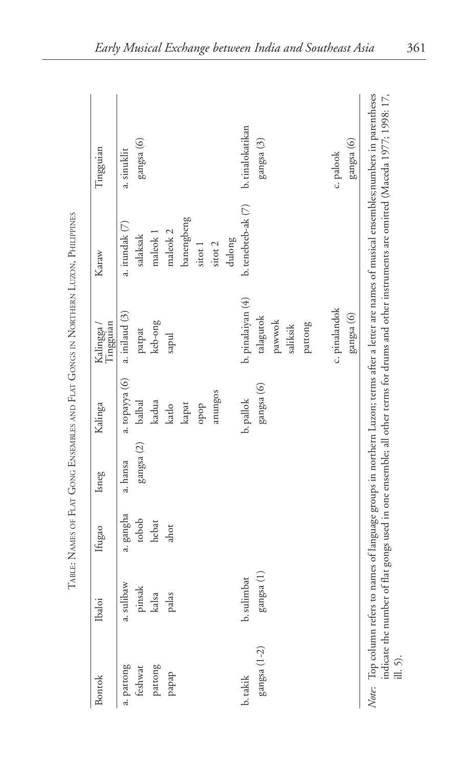Table: Names of Flat Gong Ensembles and Flat Gongs in Northern Luzon, Philippines

| Bontok | Ibaloi | Ifugao | Isneg | Kalinga | Kalingga / Tingguian | Karaw | Tingguian |
|---|---|---|---|---|---|---|---|
| a. pattong | a. sulibaw | a. gangha | a. hansa | a. topayya (6) | a. inilaud (3) | a. itundak (7) | a. sinuklit |
| feshwat | pinsak | tobob | gangsa (2) | balbal | patpat | salaksak | gangsa (6) |
| pattong | kalsa | hebat | | kadua | keb-ong | maleok 1 | |
| papap | palas | ahot | | katlo | sapul | maleok 2 | |
| | | | | kapat | | banengbeng | |
| | | | | opop | | sitot 1 | |
| | | | | anungos | | sitot 2 | |
| | | | | | | dulong | |
| b. takik | b. sulimbat | | | b. pallok | b. pinalaiyan (4) | b. tenebteb-ak (7) | b. tinalokatikan |
| gangsa (1-2) | gangsa (1) | | | gangsa (6) | talagutok | | gangsa (3) |
| | | | | | pawwok | | |
| | | | | | saliksik | | |
| | | | | | pattong | | |
| | | | | | c. pinalandok | | c. palook |
| | | | | | gangsa (6) | | gangsa (6) |

*Note*: Top column refers to names of language groups in northern Luzon; terms after a letter are names of musical ensembles; numbers in parentheses indicate the number of flat gongs used in one ensemble; all other terms for drums and other instruments are omitted (Maceda 1977; 1998: 17, ill. 5).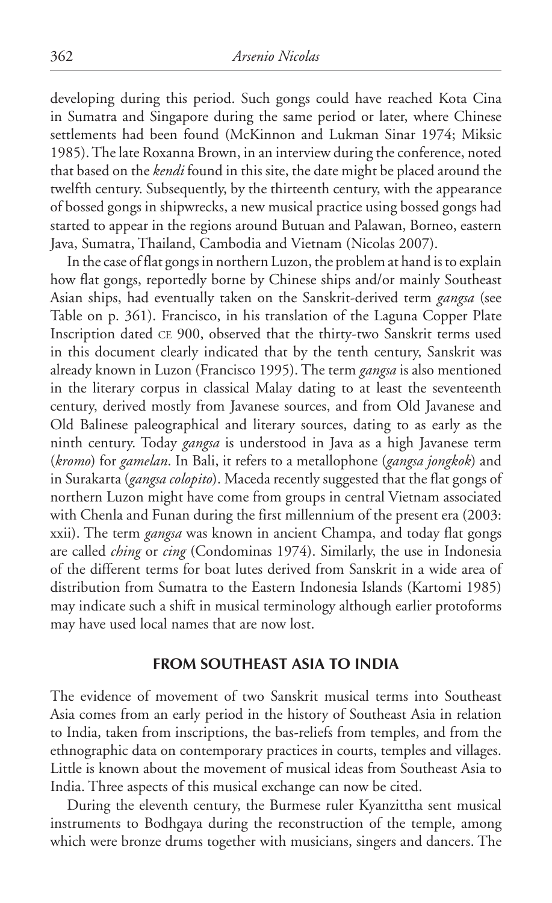developing during this period. Such gongs could have reached Kota Cina in Sumatra and Singapore during the same period or later, where Chinese settlements had been found (McKinnon and Lukman Sinar 1974; Miksic 1985). The late Roxanna Brown, in an interview during the conference, noted that based on the *kendi* found in this site, the date might be placed around the twelfth century. Subsequently, by the thirteenth century, with the appearance of bossed gongs in shipwrecks, a new musical practice using bossed gongs had started to appear in the regions around Butuan and Palawan, Borneo, eastern Java, Sumatra, Thailand, Cambodia and Vietnam (Nicolas 2007).

In the case of flat gongs in northern Luzon, the problem at hand is to explain how flat gongs, reportedly borne by Chinese ships and/or mainly Southeast Asian ships, had eventually taken on the Sanskrit-derived term *gangsa* (see Table on p. 361). Francisco, in his translation of the Laguna Copper Plate Inscription dated CE 900, observed that the thirty-two Sanskrit terms used in this document clearly indicated that by the tenth century, Sanskrit was already known in Luzon (Francisco 1995). The term *gangsa* is also mentioned in the literary corpus in classical Malay dating to at least the seventeenth century, derived mostly from Javanese sources, and from Old Javanese and Old Balinese paleographical and literary sources, dating to as early as the ninth century. Today *gangsa* is understood in Java as a high Javanese term (*kromo*) for *gamelan*. In Bali, it refers to a metallophone (*gangsa jongkok*) and in Surakarta (*gangsa colopito*). Maceda recently suggested that the flat gongs of northern Luzon might have come from groups in central Vietnam associated with Chenla and Funan during the first millennium of the present era (2003: xxii). The term *gangsa* was known in ancient Champa, and today flat gongs are called *ching* or *cing* (Condominas 1974). Similarly, the use in Indonesia of the different terms for boat lutes derived from Sanskrit in a wide area of distribution from Sumatra to the Eastern Indonesia Islands (Kartomi 1985) may indicate such a shift in musical terminology although earlier protoforms may have used local names that are now lost.

## FROM SOUTHEAST ASIA TO INDIA

The evidence of movement of two Sanskrit musical terms into Southeast Asia comes from an early period in the history of Southeast Asia in relation to India, taken from inscriptions, the bas-reliefs from temples, and from the ethnographic data on contemporary practices in courts, temples and villages. Little is known about the movement of musical ideas from Southeast Asia to India. Three aspects of this musical exchange can now be cited.

During the eleventh century, the Burmese ruler Kyanzittha sent musical instruments to Bodhgaya during the reconstruction of the temple, among which were bronze drums together with musicians, singers and dancers. The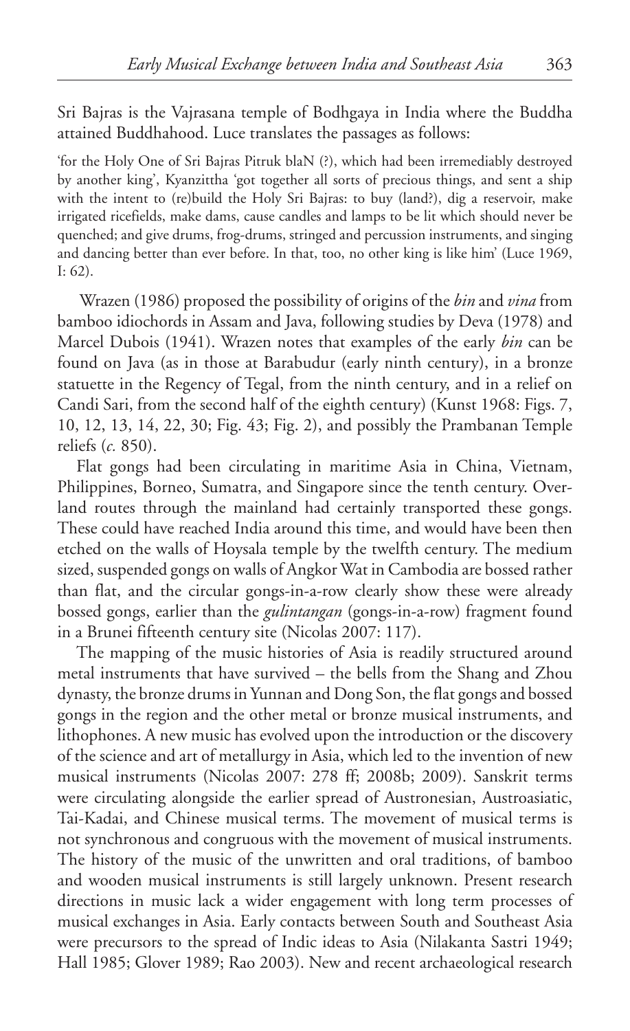Sri Bajras is the Vajrasana temple of Bodhgaya in India where the Buddha attained Buddhahood. Luce translates the passages as follows:

> 'for the Holy One of Sri Bajras Pitruk blaN (?), which had been irremediably destroyed by another king', Kyanzittha 'got together all sorts of precious things, and sent a ship with the intent to (re)build the Holy Sri Bajras: to buy (land?), dig a reservoir, make irrigated ricefields, make dams, cause candles and lamps to be lit which should never be quenched; and give drums, frog-drums, stringed and percussion instruments, and singing and dancing better than ever before. In that, too, no other king is like him' (Luce 1969, I: 62).

Wrazen (1986) proposed the possibility of origins of the *bin* and *vina* from bamboo idiochords in Assam and Java, following studies by Deva (1978) and Marcel Dubois (1941). Wrazen notes that examples of the early *bin* can be found on Java (as in those at Barabudur (early ninth century), in a bronze statuette in the Regency of Tegal, from the ninth century, and in a relief on Candi Sari, from the second half of the eighth century) (Kunst 1968: Figs. 7, 10, 12, 13, 14, 22, 30; Fig. 43; Fig. 2), and possibly the Prambanan Temple reliefs (*c.* 850).

Flat gongs had been circulating in maritime Asia in China, Vietnam, Philippines, Borneo, Sumatra, and Singapore since the tenth century. Overland routes through the mainland had certainly transported these gongs. These could have reached India around this time, and would have been then etched on the walls of Hoysala temple by the twelfth century. The medium sized, suspended gongs on walls of Angkor Wat in Cambodia are bossed rather than flat, and the circular gongs-in-a-row clearly show these were already bossed gongs, earlier than the *gulintangan* (gongs-in-a-row) fragment found in a Brunei fifteenth century site (Nicolas 2007: 117).

The mapping of the music histories of Asia is readily structured around metal instruments that have survived – the bells from the Shang and Zhou dynasty, the bronze drums in Yunnan and Dong Son, the flat gongs and bossed gongs in the region and the other metal or bronze musical instruments, and lithophones. A new music has evolved upon the introduction or the discovery of the science and art of metallurgy in Asia, which led to the invention of new musical instruments (Nicolas 2007: 278 ff; 2008b; 2009). Sanskrit terms were circulating alongside the earlier spread of Austronesian, Austroasiatic, Tai-Kadai, and Chinese musical terms. The movement of musical terms is not synchronous and congruous with the movement of musical instruments. The history of the music of the unwritten and oral traditions, of bamboo and wooden musical instruments is still largely unknown. Present research directions in music lack a wider engagement with long term processes of musical exchanges in Asia. Early contacts between South and Southeast Asia were precursors to the spread of Indic ideas to Asia (Nilakanta Sastri 1949; Hall 1985; Glover 1989; Rao 2003). New and recent archaeological research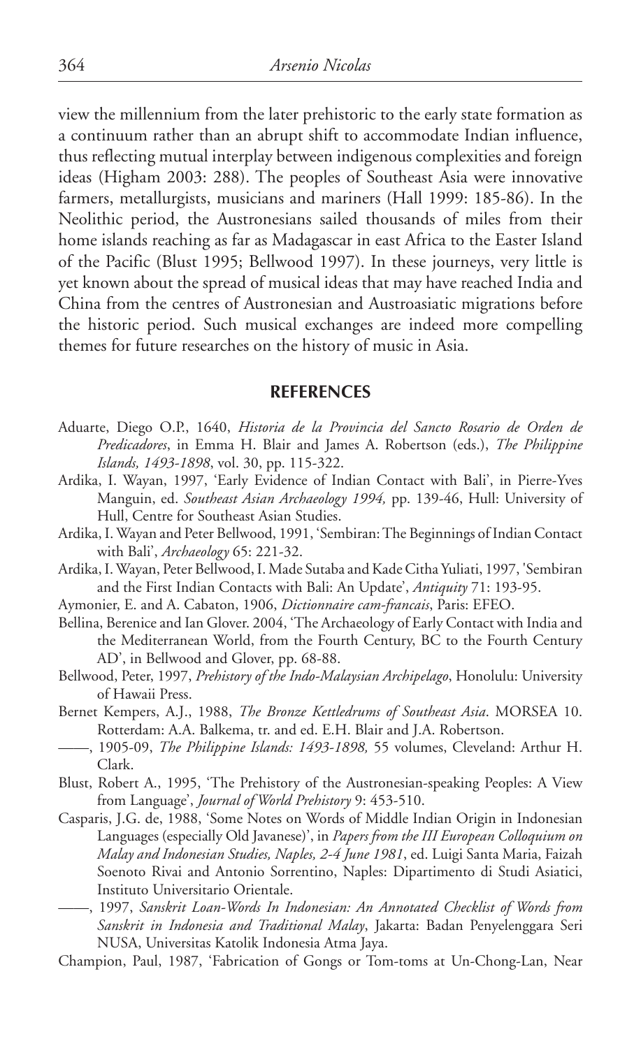view the millennium from the later prehistoric to the early state formation as a continuum rather than an abrupt shift to accommodate Indian influence, thus reflecting mutual interplay between indigenous complexities and foreign ideas (Higham 2003: 288). The peoples of Southeast Asia were innovative farmers, metallurgists, musicians and mariners (Hall 1999: 185-86). In the Neolithic period, the Austronesians sailed thousands of miles from their home islands reaching as far as Madagascar in east Africa to the Easter Island of the Pacific (Blust 1995; Bellwood 1997). In these journeys, very little is yet known about the spread of musical ideas that may have reached India and China from the centres of Austronesian and Austroasiatic migrations before the historic period. Such musical exchanges are indeed more compelling themes for future researches on the history of music in Asia.

## REFERENCES

Aduarte, Diego O.P., 1640, *Historia de la Provincia del Sancto Rosario de Orden de Predicadores*, in Emma H. Blair and James A. Robertson (eds.), *The Philippine Islands, 1493-1898*, vol. 30, pp. 115-322.

Ardika, I. Wayan, 1997, 'Early Evidence of Indian Contact with Bali', in Pierre-Yves Manguin, ed. *Southeast Asian Archaeology 1994,* pp. 139-46, Hull: University of Hull, Centre for Southeast Asian Studies.

Ardika, I. Wayan and Peter Bellwood, 1991, 'Sembiran: The Beginnings of Indian Contact with Bali', *Archaeology* 65: 221-32.

Ardika, I. Wayan, Peter Bellwood, I. Made Sutaba and Kade Citha Yuliati, 1997, 'Sembiran and the First Indian Contacts with Bali: An Update', *Antiquity* 71: 193-95.

Aymonier, E. and A. Cabaton, 1906, *Dictionnaire cam-francais*, Paris: EFEO.

Bellina, Berenice and Ian Glover. 2004, 'The Archaeology of Early Contact with India and the Mediterranean World, from the Fourth Century, BC to the Fourth Century AD', in Bellwood and Glover, pp. 68-88.

Bellwood, Peter, 1997, *Prehistory of the Indo-Malaysian Archipelago*, Honolulu: University of Hawaii Press.

Bernet Kempers, A.J., 1988, *The Bronze Kettledrums of Southeast Asia*. MORSEA 10. Rotterdam: A.A. Balkema, tr. and ed. E.H. Blair and J.A. Robertson.

——, 1905-09, *The Philippine Islands: 1493-1898,* 55 volumes, Cleveland: Arthur H. Clark.

Blust, Robert A., 1995, 'The Prehistory of the Austronesian-speaking Peoples: A View from Language', *Journal of World Prehistory* 9: 453-510.

Casparis, J.G. de, 1988, 'Some Notes on Words of Middle Indian Origin in Indonesian Languages (especially Old Javanese)', in *Papers from the III European Colloquium on Malay and Indonesian Studies, Naples, 2-4 June 1981*, ed. Luigi Santa Maria, Faizah Soenoto Rivai and Antonio Sorrentino, Naples: Dipartimento di Studi Asiatici, Instituto Universitario Orientale.

——, 1997, *Sanskrit Loan-Words In Indonesian: An Annotated Checklist of Words from Sanskrit in Indonesia and Traditional Malay*, Jakarta: Badan Penyelenggara Seri NUSA, Universitas Katolik Indonesia Atma Jaya.

Champion, Paul, 1987, 'Fabrication of Gongs or Tom-toms at Un-Chong-Lan, Near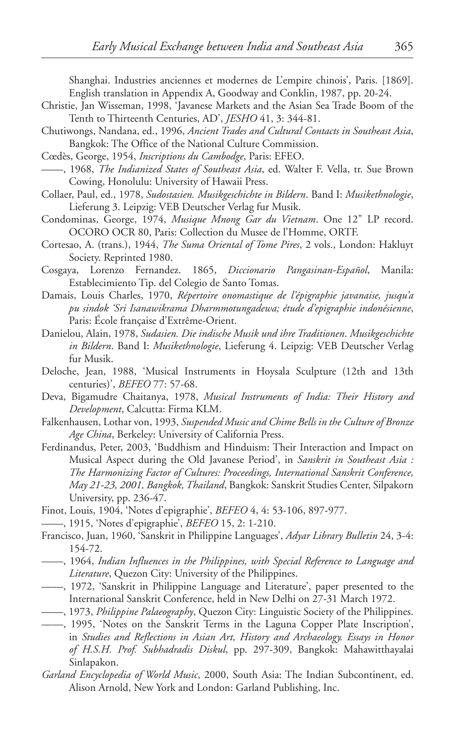Shanghai. Industries anciennes et modernes de L'empire chinois', Paris. [1869]. English translation in Appendix A, Goodway and Conklin, 1987, pp. 20-24.

Christie, Jan Wisseman, 1998, 'Javanese Markets and the Asian Sea Trade Boom of the Tenth to Thirteenth Centuries, AD', *JESHO* 41, 3: 344-81.

Chutiwongs, Nandana, ed., 1996, *Ancient Trades and Cultural Contacts in Southeast Asia*, Bangkok: The Office of the National Culture Commission.

Cœdès, George, 1954, *Inscriptions du Cambodge*, Paris: EFEO.

——, 1968, *The Indianized States of Southeast Asia*, ed. Walter F. Vella, tr. Sue Brown Cowing, Honolulu: University of Hawaii Press.

Collaer, Paul, ed., 1978, *Sudostasien. Musikgeschichte in Bildern*. Band I: *Musikethnologie*, Lieferung 3. Leipzig: VEB Deutscher Verlag fur Musik.

Condominas, George, 1974, *Musique Mnong Gar du Vietnam*. One 12" LP record. OCORO OCR 80, Paris: Collection du Musee de l'Homme, ORTF.

Cortesao, A. (trans.), 1944, *The Suma Oriental of Tome Pires*, 2 vols., London: Hakluyt Society. Reprinted 1980.

Cosgaya, Lorenzo Fernandez. 1865, *Diccionario Pangasinan-Español*, Manila: Establecimiento Tip. del Colegio de Santo Tomas.

Damais, Louis Charles, 1970, *Répertoire onomastique de l'épigraphie javanaise, jusqu'a pu sindok 'Sri Isanawikrama Dharmmotungadewa; étude d'epigraphie indonésienne*, Paris: École française d'Extrême-Orient.

Danielou, Alain, 1978, *Sudasien. Die indische Musik und ihre Traditionen*. *Musikgeschichte in Bildern*. Band I: *Musikethnologie*, Lieferung 4. Leipzig: VEB Deutscher Verlag fur Musik.

Deloche, Jean, 1988, 'Musical Instruments in Hoysala Sculpture (12th and 13th centuries)', *BEFEO* 77: 57-68.

Deva, Bigamudre Chaitanya, 1978, *Musical Instruments of India: Their History and Development*, Calcutta: Firma KLM.

Falkenhausen, Lothar von, 1993, *Suspended Music and Chime Bells in the Culture of Bronze Age China*, Berkeley: University of California Press.

Ferdinandus, Peter, 2003, 'Buddhism and Hinduism: Their Interaction and Impact on Musical Aspect during the Old Javanese Period', in *Sanskrit in Southeast Asia : The Harmonizing Factor of Cultures: Proceedings, International Sanskrit Conference, May 21-23, 2001, Bangkok, Thailand*, Bangkok: Sanskrit Studies Center, Silpakorn University, pp. 236-47.

Finot, Louis, 1904, 'Notes d'epigraphie', *BEFEO* 4, 4: 53-106, 897-977.

——, 1915, 'Notes d'epigraphie', *BEFEO* 15, 2: 1-210.

Francisco, Juan, 1960, 'Sanskrit in Philippine Languages', *Adyar Library Bulletin* 24, 3-4: 154-72.

——, 1964, *Indian Influences in the Philippines, with Special Reference to Language and Literature*, Quezon City: University of the Philippines.

——, 1972, 'Sanskrit in Philippine Language and Literature', paper presented to the International Sanskrit Conference, held in New Delhi on 27-31 March 1972.

——, 1973, *Philippine Palaeography*, Quezon City: Linguistic Society of the Philippines.

——, 1995, 'Notes on the Sanskrit Terms in the Laguna Copper Plate Inscription', in *Studies and Reflections in Asian Art, History and Archaeology. Essays in Honor of H.S.H. Prof. Subhadradis Diskul*, pp. 297-309, Bangkok: Mahawitthayalai Sinlapakon.

*Garland Encyclopedia of World Music*, 2000, South Asia: The Indian Subcontinent, ed. Alison Arnold, New York and London: Garland Publishing, Inc.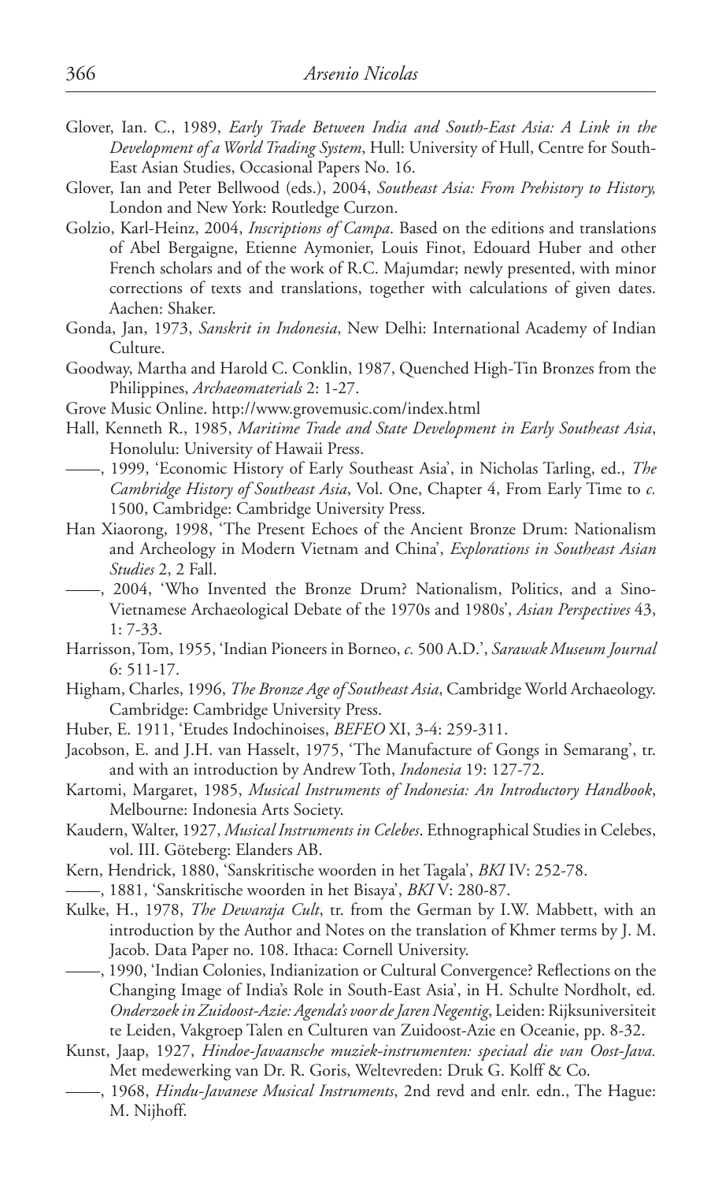Glover, Ian. C., 1989, *Early Trade Between India and South-East Asia: A Link in the Development of a World Trading System*, Hull: University of Hull, Centre for South-East Asian Studies, Occasional Papers No. 16.

Glover, Ian and Peter Bellwood (eds.), 2004, *Southeast Asia: From Prehistory to History,* London and New York: Routledge Curzon.

Golzio, Karl-Heinz, 2004, *Inscriptions of Campa*. Based on the editions and translations of Abel Bergaigne, Etienne Aymonier, Louis Finot, Edouard Huber and other French scholars and of the work of R.C. Majumdar; newly presented, with minor corrections of texts and translations, together with calculations of given dates. Aachen: Shaker.

Gonda, Jan, 1973, *Sanskrit in Indonesia*, New Delhi: International Academy of Indian Culture.

Goodway, Martha and Harold C. Conklin, 1987, Quenched High-Tin Bronzes from the Philippines, *Archaeomaterials* 2: 1-27.

Grove Music Online. http://www.grovemusic.com/index.html

Hall, Kenneth R., 1985, *Maritime Trade and State Development in Early Southeast Asia*, Honolulu: University of Hawaii Press.

——, 1999, 'Economic History of Early Southeast Asia', in Nicholas Tarling, ed., *The Cambridge History of Southeast Asia*, Vol. One, Chapter 4, From Early Time to *c.* 1500, Cambridge: Cambridge University Press.

Han Xiaorong, 1998, 'The Present Echoes of the Ancient Bronze Drum: Nationalism and Archeology in Modern Vietnam and China', *Explorations in Southeast Asian Studies* 2, 2 Fall.

——, 2004, 'Who Invented the Bronze Drum? Nationalism, Politics, and a Sino-Vietnamese Archaeological Debate of the 1970s and 1980s', *Asian Perspectives* 43, 1: 7-33.

Harrisson, Tom, 1955, 'Indian Pioneers in Borneo, *c.* 500 A.D.', *Sarawak Museum Journal* 6: 511-17.

Higham, Charles, 1996, *The Bronze Age of Southeast Asia*, Cambridge World Archaeology. Cambridge: Cambridge University Press.

Huber, E. 1911, 'Etudes Indochinoises, *BEFEO* XI, 3-4: 259-311.

Jacobson, E. and J.H. van Hasselt, 1975, 'The Manufacture of Gongs in Semarang', tr. and with an introduction by Andrew Toth, *Indonesia* 19: 127-72.

Kartomi, Margaret, 1985, *Musical Instruments of Indonesia: An Introductory Handbook*, Melbourne: Indonesia Arts Society.

Kaudern, Walter, 1927, *Musical Instruments in Celebes*. Ethnographical Studies in Celebes, vol. III. Göteberg: Elanders AB.

Kern, Hendrick, 1880, 'Sanskritische woorden in het Tagala', *BKI* IV: 252-78.

——, 1881, 'Sanskritische woorden in het Bisaya', *BKI* V: 280-87.

Kulke, H., 1978, *The Dewaraja Cult*, tr. from the German by I.W. Mabbett, with an introduction by the Author and Notes on the translation of Khmer terms by J. M. Jacob. Data Paper no. 108. Ithaca: Cornell University.

——, 1990, 'Indian Colonies, Indianization or Cultural Convergence? Reflections on the Changing Image of India's Role in South-East Asia', in H. Schulte Nordholt, ed. *Onderzoek in Zuidoost-Azie: Agenda's voor de Jaren Negentig*, Leiden: Rijksuniversiteit te Leiden, Vakgroep Talen en Culturen van Zuidoost-Azie en Oceanie, pp. 8-32.

Kunst, Jaap, 1927, *Hindoe-Javaansche muziek-instrumenten: speciaal die van Oost-Java.* Met medewerking van Dr. R. Goris, Weltevreden: Druk G. Kolff & Co.

——, 1968, *Hindu-Javanese Musical Instruments*, 2nd revd and enlr. edn., The Hague: M. Nijhoff.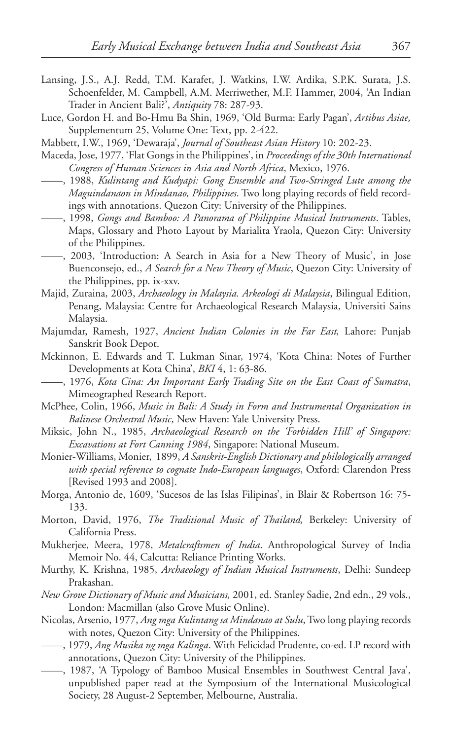Lansing, J.S., A.J. Redd, T.M. Karafet, J. Watkins, I.W. Ardika, S.P.K. Surata, J.S. Schoenfelder, M. Campbell, A.M. Merriwether, M.F. Hammer, 2004, 'An Indian Trader in Ancient Bali?', *Antiquity* 78: 287-93.

Luce, Gordon H. and Bo-Hmu Ba Shin, 1969, 'Old Burma: Early Pagan', *Artibus Asiae,* Supplementum 25, Volume One: Text, pp. 2-422.

Mabbett, I.W., 1969, 'Dewaraja', *Journal of Southeast Asian History* 10: 202-23.

Maceda, Jose, 1977, 'Flat Gongs in the Philippines', in *Proceedings of the 30th International Congress of Human Sciences in Asia and North Africa*, Mexico, 1976.

——, 1988, *Kulintang and Kudyapi: Gong Ensemble and Two-Stringed Lute among the Maguindanaon in Mindanao, Philippines*. Two long playing records of field recordings with annotations. Quezon City: University of the Philippines.

——, 1998, *Gongs and Bamboo: A Panorama of Philippine Musical Instruments*. Tables, Maps, Glossary and Photo Layout by Marialita Yraola, Quezon City: University of the Philippines.

——, 2003, 'Introduction: A Search in Asia for a New Theory of Music', in Jose Buenconsejo, ed., *A Search for a New Theory of Music*, Quezon City: University of the Philippines, pp. ix-xxv.

Majid, Zuraina, 2003, *Archaeology in Malaysia. Arkeologi di Malaysia*, Bilingual Edition, Penang, Malaysia: Centre for Archaeological Research Malaysia, Universiti Sains Malaysia.

Majumdar, Ramesh, 1927, *Ancient Indian Colonies in the Far East,* Lahore: Punjab Sanskrit Book Depot.

Mckinnon, E. Edwards and T. Lukman Sinar, 1974, 'Kota China: Notes of Further Developments at Kota China', *BKI* 4, 1: 63-86.

——, 1976, *Kota Cina: An Important Early Trading Site on the East Coast of Sumatra*, Mimeographed Research Report.

McPhee, Colin, 1966, *Music in Bali: A Study in Form and Instrumental Organization in Balinese Orchestral Music*, New Haven: Yale University Press.

Miksic, John N., 1985, *Archaeological Research on the 'Forbidden Hill' of Singapore: Excavations at Fort Canning 1984*, Singapore: National Museum.

Monier-Williams, Monier, 1899, *A Sanskrit-English Dictionary and philologically arranged with special reference to cognate Indo-European languages*, Oxford: Clarendon Press [Revised 1993 and 2008].

Morga, Antonio de, 1609, 'Sucesos de las Islas Filipinas', in Blair & Robertson 16: 75-133.

Morton, David, 1976, *The Traditional Music of Thailand,* Berkeley: University of California Press.

Mukherjee, Meera, 1978, *Metalcraftsmen of India*. Anthropological Survey of India Memoir No. 44, Calcutta: Reliance Printing Works.

Murthy, K. Krishna, 1985, *Archaeology of Indian Musical Instruments*, Delhi: Sundeep Prakashan.

*New Grove Dictionary of Music and Musicians,* 2001, ed. Stanley Sadie, 2nd edn., 29 vols., London: Macmillan (also Grove Music Online).

Nicolas, Arsenio, 1977, *Ang mga Kulintang sa Mindanao at Sulu*, Two long playing records with notes, Quezon City: University of the Philippines.

——, 1979, *Ang Musika ng mga Kalinga*. With Felicidad Prudente, co-ed. LP record with annotations, Quezon City: University of the Philippines.

——, 1987, 'A Typology of Bamboo Musical Ensembles in Southwest Central Java', unpublished paper read at the Symposium of the International Musicological Society, 28 August-2 September, Melbourne, Australia.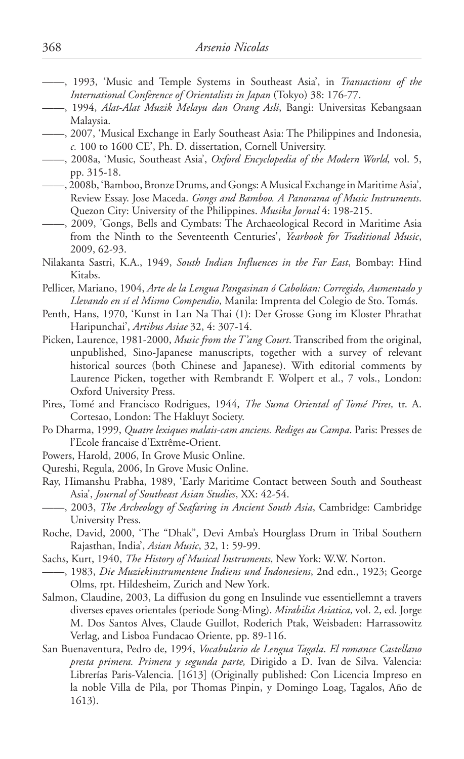——, 1993, 'Music and Temple Systems in Southeast Asia', in *Transactions of the International Conference of Orientalists in Japan* (Tokyo) 38: 176-77.

——, 1994, *Alat-Alat Muzik Melayu dan Orang Asli*, Bangi: Universitas Kebangsaan Malaysia.

——, 2007, 'Musical Exchange in Early Southeast Asia: The Philippines and Indonesia, *c.* 100 to 1600 CE', Ph. D. dissertation, Cornell University.

——, 2008a, 'Music, Southeast Asia', *Oxford Encyclopedia of the Modern World,* vol. 5, pp. 315-18.

——, 2008b, 'Bamboo, Bronze Drums, and Gongs: A Musical Exchange in Maritime Asia', Review Essay. Jose Maceda. *Gongs and Bamboo. A Panorama of Music Instruments*. Quezon City: University of the Philippines. *Musika Jornal* 4: 198-215.

——, 2009, 'Gongs, Bells and Cymbats: The Archaeological Record in Maritime Asia from the Ninth to the Seventeenth Centuries', *Yearbook for Traditional Music*, 2009, 62-93.

Nilakanta Sastri, K.A., 1949, *South Indian Influences in the Far East*, Bombay: Hind Kitabs.

Pellicer, Mariano, 1904, *Arte de la Lengua Pangasinan ó Cabolóan: Corregido, Aumentado y Llevando en sí el Mismo Compendio*, Manila: Imprenta del Colegio de Sto. Tomás.

Penth, Hans, 1970, 'Kunst in Lan Na Thai (1): Der Grosse Gong im Kloster Phrathat Haripunchai', *Artibus Asiae* 32, 4: 307-14.

Picken, Laurence, 1981-2000, *Music from the T'ang Court*. Transcribed from the original, unpublished, Sino-Japanese manuscripts, together with a survey of relevant historical sources (both Chinese and Japanese). With editorial comments by Laurence Picken, together with Rembrandt F. Wolpert et al., 7 vols., London: Oxford University Press.

Pires, Tomé and Francisco Rodrigues, 1944, *The Suma Oriental of Tomé Pires,* tr. A. Cortesao, London: The Hakluyt Society.

Po Dharma, 1999, *Quatre lexiques malais-cam anciens. Rediges au Campa*. Paris: Presses de l'Ecole francaise d'Extrême-Orient.

Powers, Harold, 2006, In Grove Music Online.

Qureshi, Regula, 2006, In Grove Music Online.

Ray, Himanshu Prabha, 1989, 'Early Maritime Contact between South and Southeast Asia', *Journal of Southeast Asian Studies*, XX: 42-54.

——, 2003, *The Archeology of Seafaring in Ancient South Asia*, Cambridge: Cambridge University Press.

Roche, David, 2000, 'The "Dhak", Devi Amba's Hourglass Drum in Tribal Southern Rajasthan, India', *Asian Music*, 32, 1: 59-99.

Sachs, Kurt, 1940, *The History of Musical Instruments*, New York: W.W. Norton.

——, 1983, *Die Muziekinstrumentene Indiens und Indonesiens*, 2nd edn., 1923; George Olms, rpt. Hildesheim, Zurich and New York.

Salmon, Claudine, 2003, La diffusion du gong en Insulinde vue essentiellemnt a travers diverses epaves orientales (periode Song-Ming). *Mirabilia Asiatica*, vol. 2, ed. Jorge M. Dos Santos Alves, Claude Guillot, Roderich Ptak, Weisbaden: Harrassowitz Verlag, and Lisboa Fundacao Oriente, pp. 89-116.

San Buenaventura, Pedro de, 1994, *Vocabulario de Lengua Tagala*. *El romance Castellano presta primera. Primera y segunda parte,* Dirigido a D. Ivan de Silva. Valencia: Librerías Paris-Valencia. [1613] (Originally published: Con Licencia Impreso en la noble Villa de Pila, por Thomas Pinpin, y Domingo Loag, Tagalos, Año de 1613).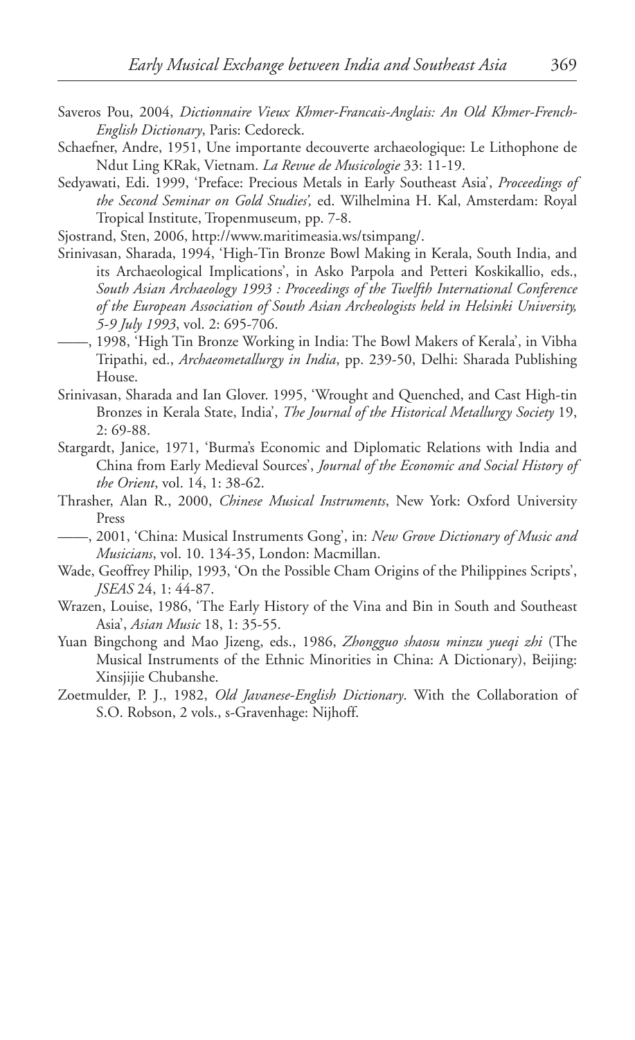Saveros Pou, 2004, *Dictionnaire Vieux Khmer-Francais-Anglais: An Old Khmer-French-English Dictionary*, Paris: Cedoreck.

Schaefner, Andre, 1951, Une importante decouverte archaeologique: Le Lithophone de Ndut Ling KRak, Vietnam. *La Revue de Musicologie* 33: 11-19.

Sedyawati, Edi. 1999, 'Preface: Precious Metals in Early Southeast Asia', *Proceedings of the Second Seminar on Gold Studies',* ed. Wilhelmina H. Kal, Amsterdam: Royal Tropical Institute, Tropenmuseum, pp. 7-8.

Sjostrand, Sten, 2006, http://www.maritimeasia.ws/tsimpang/.

Srinivasan, Sharada, 1994, 'High-Tin Bronze Bowl Making in Kerala, South India, and its Archaeological Implications', in Asko Parpola and Petteri Koskikallio, eds., *South Asian Archaeology 1993 : Proceedings of the Twelfth International Conference of the European Association of South Asian Archeologists held in Helsinki University, 5-9 July 1993*, vol. 2: 695-706.

——, 1998, 'High Tin Bronze Working in India: The Bowl Makers of Kerala', in Vibha Tripathi, ed., *Archaeometallurgy in India*, pp. 239-50, Delhi: Sharada Publishing House.

Srinivasan, Sharada and Ian Glover. 1995, 'Wrought and Quenched, and Cast High-tin Bronzes in Kerala State, India', *The Journal of the Historical Metallurgy Society* 19, 2: 69-88.

Stargardt, Janice, 1971, 'Burma's Economic and Diplomatic Relations with India and China from Early Medieval Sources', *Journal of the Economic and Social History of the Orient*, vol. 14, 1: 38-62.

Thrasher, Alan R., 2000, *Chinese Musical Instruments*, New York: Oxford University Press

——, 2001, 'China: Musical Instruments Gong', in: *New Grove Dictionary of Music and Musicians*, vol. 10. 134-35, London: Macmillan.

Wade, Geoffrey Philip, 1993, 'On the Possible Cham Origins of the Philippines Scripts', *JSEAS* 24, 1: 44-87.

Wrazen, Louise, 1986, 'The Early History of the Vina and Bin in South and Southeast Asia', *Asian Music* 18, 1: 35-55.

Yuan Bingchong and Mao Jizeng, eds., 1986, *Zhongguo shaosu minzu yueqi zhi* (The Musical Instruments of the Ethnic Minorities in China: A Dictionary), Beijing: Xinsjijie Chubanshe.

Zoetmulder, P. J., 1982, *Old Javanese-English Dictionary*. With the Collaboration of S.O. Robson, 2 vols., s-Gravenhage: Nijhoff.